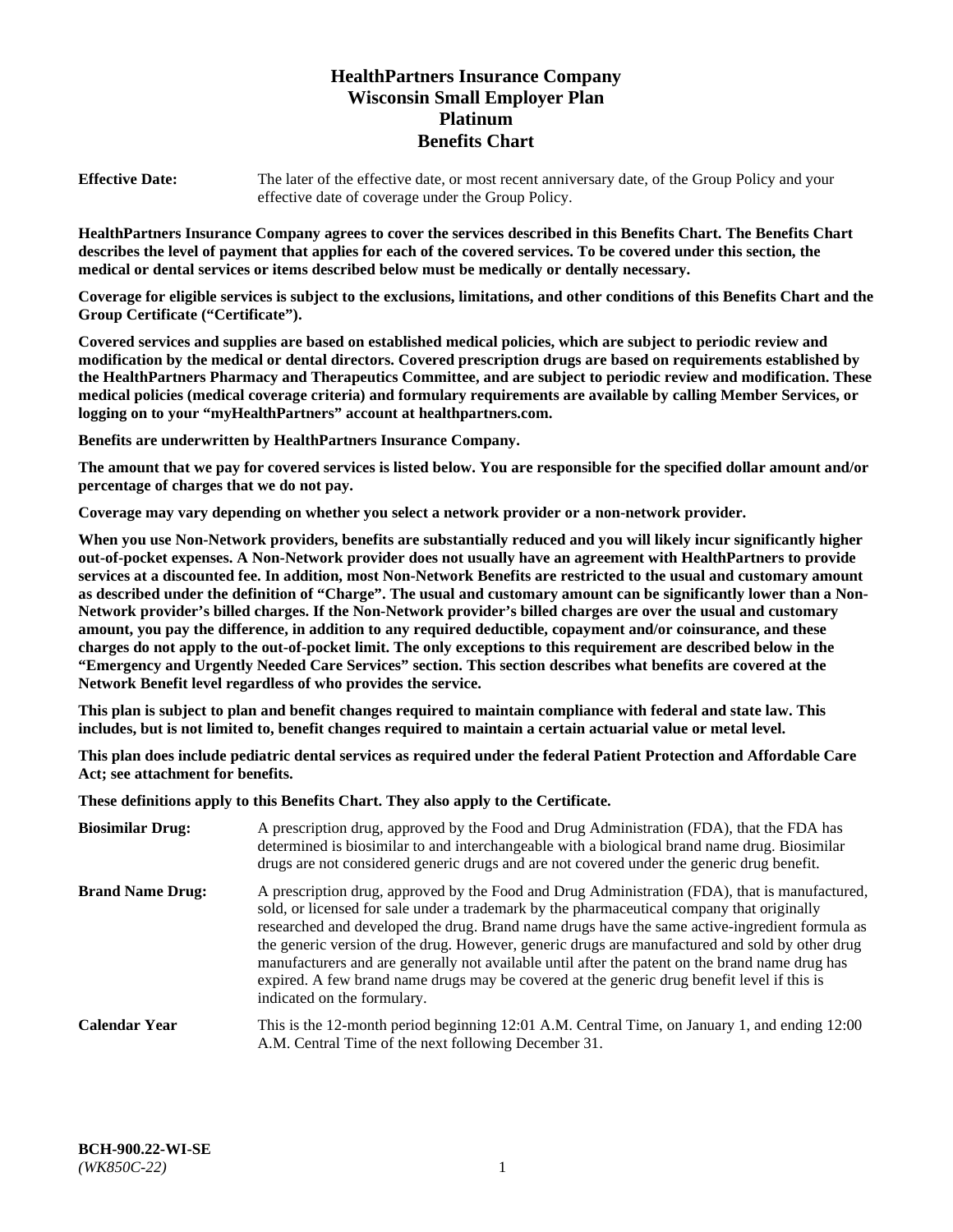# HealthPartners Insurance Company
# Wisconsin Small Employer Plan
# Platinum
# Benefits Chart

**Effective Date:** The later of the effective date, or most recent anniversary date, of the Group Policy and your effective date of coverage under the Group Policy.

**HealthPartners Insurance Company agrees to cover the services described in this Benefits Chart. The Benefits Chart describes the level of payment that applies for each of the covered services. To be covered under this section, the medical or dental services or items described below must be medically or dentally necessary.**

**Coverage for eligible services is subject to the exclusions, limitations, and other conditions of this Benefits Chart and the Group Certificate ("Certificate").**

**Covered services and supplies are based on established medical policies, which are subject to periodic review and modification by the medical or dental directors. Covered prescription drugs are based on requirements established by the HealthPartners Pharmacy and Therapeutics Committee, and are subject to periodic review and modification. These medical policies (medical coverage criteria) and formulary requirements are available by calling Member Services, or logging on to your "myHealthPartners" account at healthpartners.com.**

**Benefits are underwritten by HealthPartners Insurance Company.**

**The amount that we pay for covered services is listed below. You are responsible for the specified dollar amount and/or percentage of charges that we do not pay.**

**Coverage may vary depending on whether you select a network provider or a non-network provider.**

**When you use Non-Network providers, benefits are substantially reduced and you will likely incur significantly higher out-of-pocket expenses. A Non-Network provider does not usually have an agreement with HealthPartners to provide services at a discounted fee. In addition, most Non-Network Benefits are restricted to the usual and customary amount as described under the definition of "Charge". The usual and customary amount can be significantly lower than a Non-Network provider's billed charges. If the Non-Network provider's billed charges are over the usual and customary amount, you pay the difference, in addition to any required deductible, copayment and/or coinsurance, and these charges do not apply to the out-of-pocket limit. The only exceptions to this requirement are described below in the "Emergency and Urgently Needed Care Services" section. This section describes what benefits are covered at the Network Benefit level regardless of who provides the service.**

**This plan is subject to plan and benefit changes required to maintain compliance with federal and state law. This includes, but is not limited to, benefit changes required to maintain a certain actuarial value or metal level.**

**This plan does include pediatric dental services as required under the federal Patient Protection and Affordable Care Act; see attachment for benefits.**

**These definitions apply to this Benefits Chart. They also apply to the Certificate.**

**Biosimilar Drug:** A prescription drug, approved by the Food and Drug Administration (FDA), that the FDA has determined is biosimilar to and interchangeable with a biological brand name drug. Biosimilar drugs are not considered generic drugs and are not covered under the generic drug benefit.

**Brand Name Drug:** A prescription drug, approved by the Food and Drug Administration (FDA), that is manufactured, sold, or licensed for sale under a trademark by the pharmaceutical company that originally researched and developed the drug. Brand name drugs have the same active-ingredient formula as the generic version of the drug. However, generic drugs are manufactured and sold by other drug manufacturers and are generally not available until after the patent on the brand name drug has expired. A few brand name drugs may be covered at the generic drug benefit level if this is indicated on the formulary.

**Calendar Year** This is the 12-month period beginning 12:01 A.M. Central Time, on January 1, and ending 12:00 A.M. Central Time of the next following December 31.

**BCH-900.22-WI-SE**
*(WK850C-22)*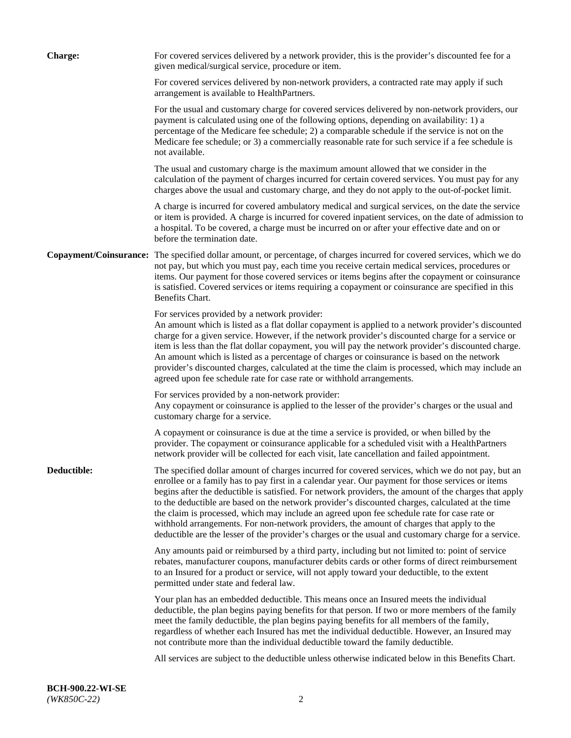**Charge:**

For covered services delivered by a network provider, this is the provider's discounted fee for a given medical/surgical service, procedure or item.

For covered services delivered by non-network providers, a contracted rate may apply if such arrangement is available to HealthPartners.

For the usual and customary charge for covered services delivered by non-network providers, our payment is calculated using one of the following options, depending on availability: 1) a percentage of the Medicare fee schedule; 2) a comparable schedule if the service is not on the Medicare fee schedule; or 3) a commercially reasonable rate for such service if a fee schedule is not available.

The usual and customary charge is the maximum amount allowed that we consider in the calculation of the payment of charges incurred for certain covered services. You must pay for any charges above the usual and customary charge, and they do not apply to the out-of-pocket limit.

A charge is incurred for covered ambulatory medical and surgical services, on the date the service or item is provided. A charge is incurred for covered inpatient services, on the date of admission to a hospital. To be covered, a charge must be incurred on or after your effective date and on or before the termination date.

**Copayment/Coinsurance:**

The specified dollar amount, or percentage, of charges incurred for covered services, which we do not pay, but which you must pay, each time you receive certain medical services, procedures or items. Our payment for those covered services or items begins after the copayment or coinsurance is satisfied. Covered services or items requiring a copayment or coinsurance are specified in this Benefits Chart.

For services provided by a network provider:
An amount which is listed as a flat dollar copayment is applied to a network provider's discounted charge for a given service. However, if the network provider's discounted charge for a service or item is less than the flat dollar copayment, you will pay the network provider's discounted charge. An amount which is listed as a percentage of charges or coinsurance is based on the network provider's discounted charges, calculated at the time the claim is processed, which may include an agreed upon fee schedule rate for case rate or withhold arrangements.

For services provided by a non-network provider:
Any copayment or coinsurance is applied to the lesser of the provider's charges or the usual and customary charge for a service.

A copayment or coinsurance is due at the time a service is provided, or when billed by the provider. The copayment or coinsurance applicable for a scheduled visit with a HealthPartners network provider will be collected for each visit, late cancellation and failed appointment.

**Deductible:**

The specified dollar amount of charges incurred for covered services, which we do not pay, but an enrollee or a family has to pay first in a calendar year. Our payment for those services or items begins after the deductible is satisfied. For network providers, the amount of the charges that apply to the deductible are based on the network provider's discounted charges, calculated at the time the claim is processed, which may include an agreed upon fee schedule rate for case rate or withhold arrangements. For non-network providers, the amount of charges that apply to the deductible are the lesser of the provider's charges or the usual and customary charge for a service.

Any amounts paid or reimbursed by a third party, including but not limited to: point of service rebates, manufacturer coupons, manufacturer debits cards or other forms of direct reimbursement to an Insured for a product or service, will not apply toward your deductible, to the extent permitted under state and federal law.

Your plan has an embedded deductible. This means once an Insured meets the individual deductible, the plan begins paying benefits for that person. If two or more members of the family meet the family deductible, the plan begins paying benefits for all members of the family, regardless of whether each Insured has met the individual deductible. However, an Insured may not contribute more than the individual deductible toward the family deductible.

All services are subject to the deductible unless otherwise indicated below in this Benefits Chart.

**BCH-900.22-WI-SE**
*(WK850C-22)*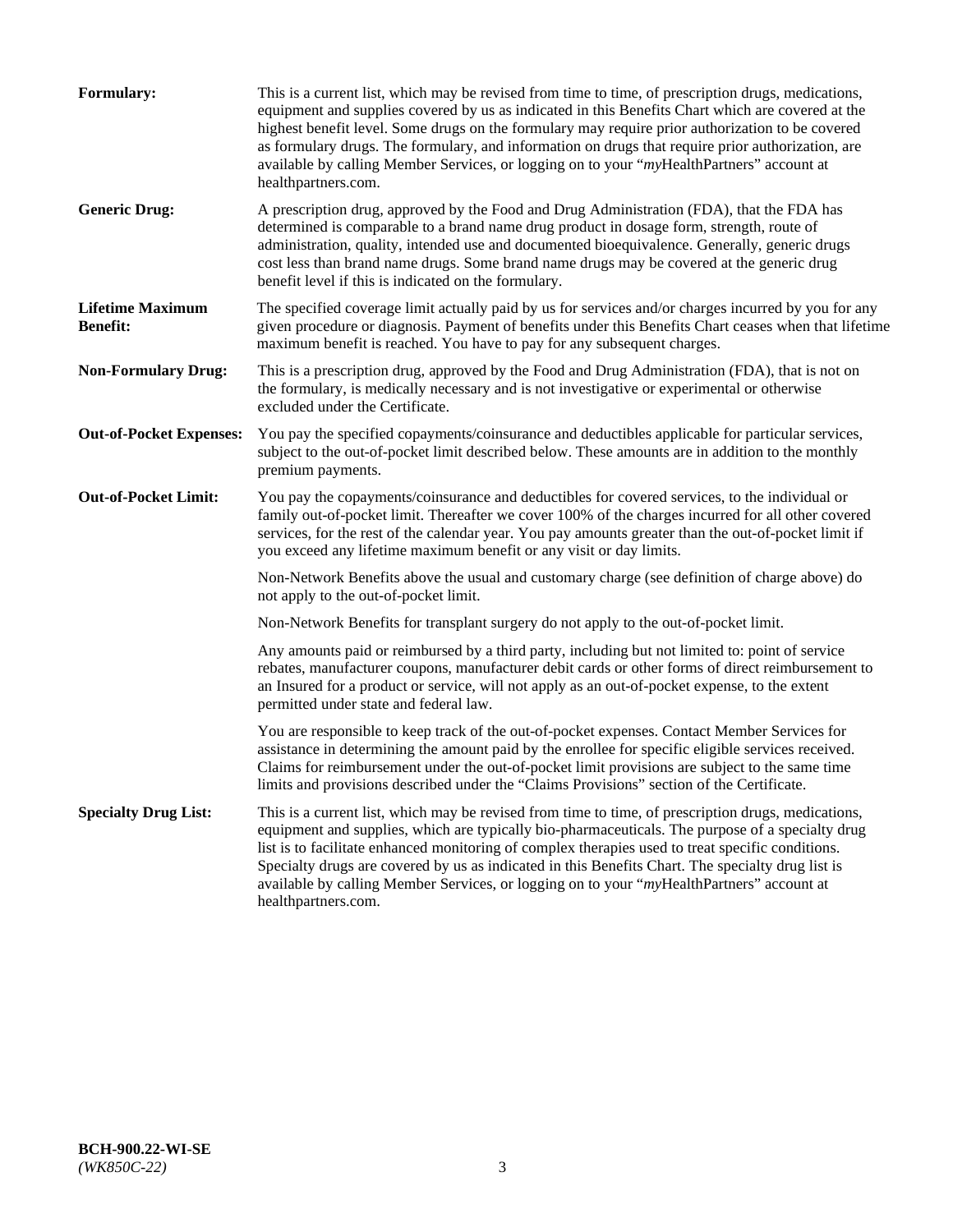**Formulary:** This is a current list, which may be revised from time to time, of prescription drugs, medications, equipment and supplies covered by us as indicated in this Benefits Chart which are covered at the highest benefit level. Some drugs on the formulary may require prior authorization to be covered as formulary drugs. The formulary, and information on drugs that require prior authorization, are available by calling Member Services, or logging on to your "*my*HealthPartners" account at healthpartners.com.

**Generic Drug:** A prescription drug, approved by the Food and Drug Administration (FDA), that the FDA has determined is comparable to a brand name drug product in dosage form, strength, route of administration, quality, intended use and documented bioequivalence. Generally, generic drugs cost less than brand name drugs. Some brand name drugs may be covered at the generic drug benefit level if this is indicated on the formulary.

**Lifetime Maximum Benefit:** The specified coverage limit actually paid by us for services and/or charges incurred by you for any given procedure or diagnosis. Payment of benefits under this Benefits Chart ceases when that lifetime maximum benefit is reached. You have to pay for any subsequent charges.

**Non-Formulary Drug:** This is a prescription drug, approved by the Food and Drug Administration (FDA), that is not on the formulary, is medically necessary and is not investigative or experimental or otherwise excluded under the Certificate.

**Out-of-Pocket Expenses:** You pay the specified copayments/coinsurance and deductibles applicable for particular services, subject to the out-of-pocket limit described below. These amounts are in addition to the monthly premium payments.

**Out-of-Pocket Limit:** You pay the copayments/coinsurance and deductibles for covered services, to the individual or family out-of-pocket limit. Thereafter we cover 100% of the charges incurred for all other covered services, for the rest of the calendar year. You pay amounts greater than the out-of-pocket limit if you exceed any lifetime maximum benefit or any visit or day limits.

Non-Network Benefits above the usual and customary charge (see definition of charge above) do not apply to the out-of-pocket limit.

Non-Network Benefits for transplant surgery do not apply to the out-of-pocket limit.

Any amounts paid or reimbursed by a third party, including but not limited to: point of service rebates, manufacturer coupons, manufacturer debit cards or other forms of direct reimbursement to an Insured for a product or service, will not apply as an out-of-pocket expense, to the extent permitted under state and federal law.

You are responsible to keep track of the out-of-pocket expenses. Contact Member Services for assistance in determining the amount paid by the enrollee for specific eligible services received. Claims for reimbursement under the out-of-pocket limit provisions are subject to the same time limits and provisions described under the "Claims Provisions" section of the Certificate.

**Specialty Drug List:** This is a current list, which may be revised from time to time, of prescription drugs, medications, equipment and supplies, which are typically bio-pharmaceuticals. The purpose of a specialty drug list is to facilitate enhanced monitoring of complex therapies used to treat specific conditions. Specialty drugs are covered by us as indicated in this Benefits Chart. The specialty drug list is available by calling Member Services, or logging on to your "*my*HealthPartners" account at healthpartners.com.

**BCH-900.22-WI-SE**
*(WK850C-22)*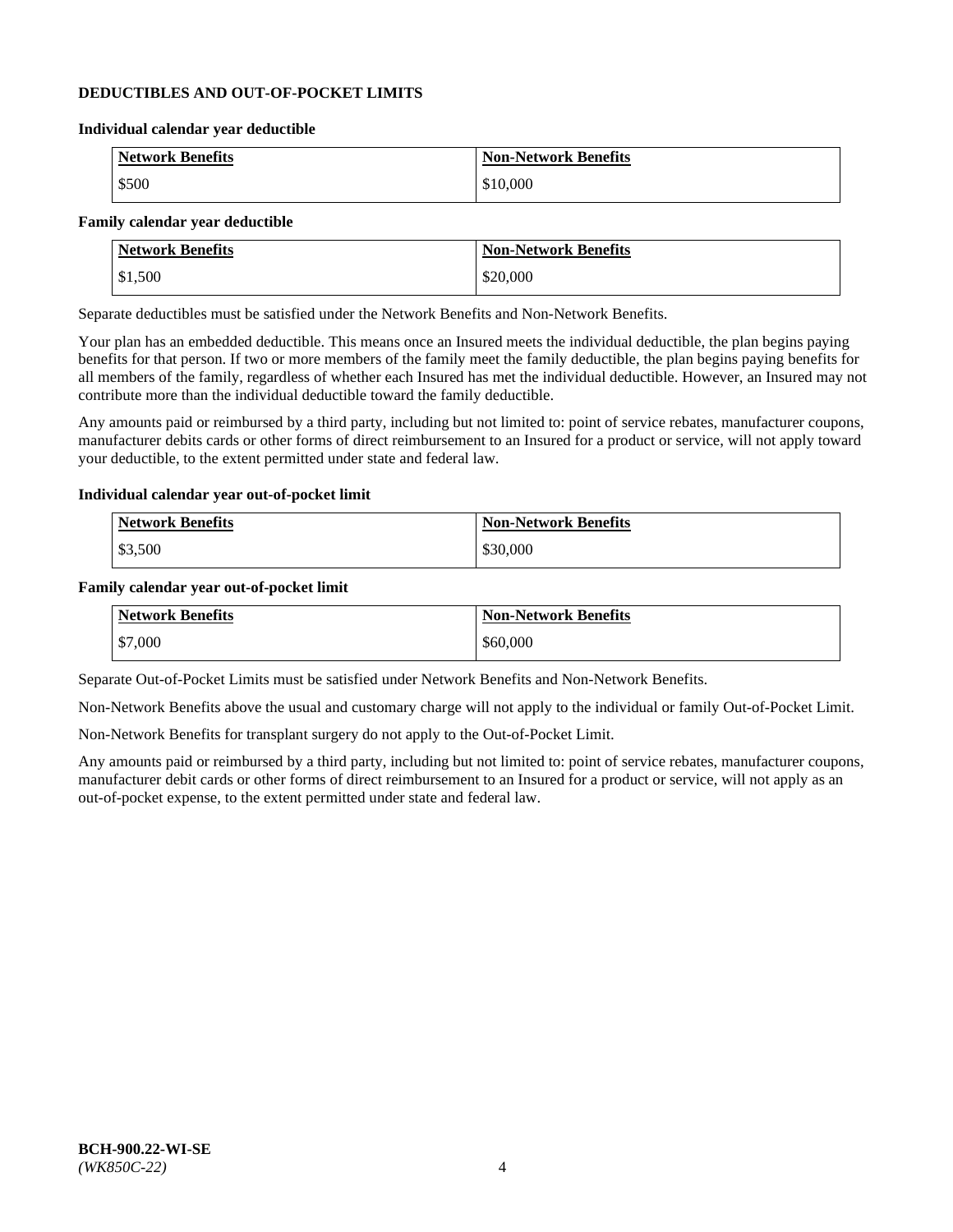**DEDUCTIBLES AND OUT-OF-POCKET LIMITS**

**Individual calendar year deductible**

| Network Benefits | Non-Network Benefits |
| --- | --- |
| $500 | $10,000 |

**Family calendar year deductible**

| Network Benefits | Non-Network Benefits |
| --- | --- |
| $1,500 | $20,000 |

Separate deductibles must be satisfied under the Network Benefits and Non-Network Benefits.

Your plan has an embedded deductible. This means once an Insured meets the individual deductible, the plan begins paying benefits for that person. If two or more members of the family meet the family deductible, the plan begins paying benefits for all members of the family, regardless of whether each Insured has met the individual deductible. However, an Insured may not contribute more than the individual deductible toward the family deductible.

Any amounts paid or reimbursed by a third party, including but not limited to: point of service rebates, manufacturer coupons, manufacturer debits cards or other forms of direct reimbursement to an Insured for a product or service, will not apply toward your deductible, to the extent permitted under state and federal law.

**Individual calendar year out-of-pocket limit**

| Network Benefits | Non-Network Benefits |
| --- | --- |
| $3,500 | $30,000 |

**Family calendar year out-of-pocket limit**

| Network Benefits | Non-Network Benefits |
| --- | --- |
| $7,000 | $60,000 |

Separate Out-of-Pocket Limits must be satisfied under Network Benefits and Non-Network Benefits.

Non-Network Benefits above the usual and customary charge will not apply to the individual or family Out-of-Pocket Limit.

Non-Network Benefits for transplant surgery do not apply to the Out-of-Pocket Limit.

Any amounts paid or reimbursed by a third party, including but not limited to: point of service rebates, manufacturer coupons, manufacturer debit cards or other forms of direct reimbursement to an Insured for a product or service, will not apply as an out-of-pocket expense, to the extent permitted under state and federal law.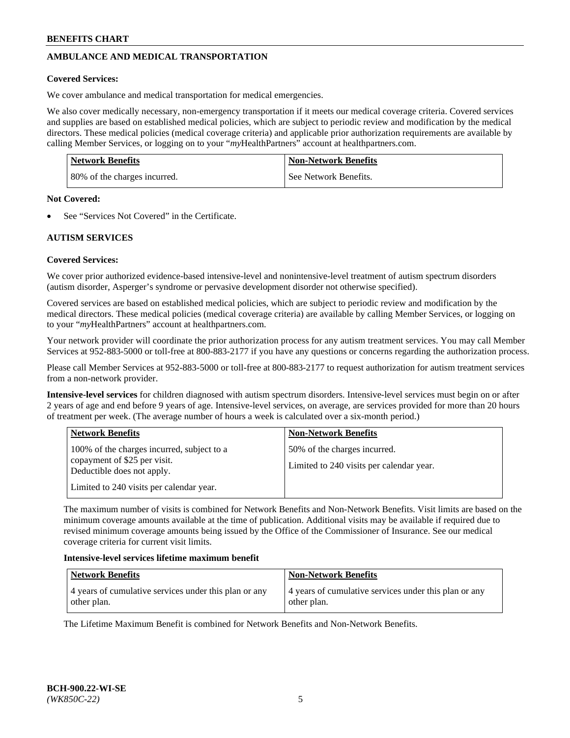## AMBULANCE AND MEDICAL TRANSPORTATION

**Covered Services:**

We cover ambulance and medical transportation for medical emergencies.

We also cover medically necessary, non-emergency transportation if it meets our medical coverage criteria. Covered services and supplies are based on established medical policies, which are subject to periodic review and modification by the medical directors. These medical policies (medical coverage criteria) and applicable prior authorization requirements are available by calling Member Services, or logging on to your "*my*HealthPartners" account at healthpartners.com.

| Network Benefits | Non-Network Benefits |
|---|---|
| 80% of the charges incurred. | See Network Benefits. |

**Not Covered:**

- See "Services Not Covered" in the Certificate.

## AUTISM SERVICES

**Covered Services:**

We cover prior authorized evidence-based intensive-level and nonintensive-level treatment of autism spectrum disorders (autism disorder, Asperger's syndrome or pervasive development disorder not otherwise specified).

Covered services are based on established medical policies, which are subject to periodic review and modification by the medical directors. These medical policies (medical coverage criteria) are available by calling Member Services, or logging on to your "*my*HealthPartners" account at healthpartners.com.

Your network provider will coordinate the prior authorization process for any autism treatment services. You may call Member Services at 952-883-5000 or toll-free at 800-883-2177 if you have any questions or concerns regarding the authorization process.

Please call Member Services at 952-883-5000 or toll-free at 800-883-2177 to request authorization for autism treatment services from a non-network provider.

**Intensive-level services** for children diagnosed with autism spectrum disorders. Intensive-level services must begin on or after 2 years of age and end before 9 years of age. Intensive-level services, on average, are services provided for more than 20 hours of treatment per week. (The average number of hours a week is calculated over a six-month period.)

| Network Benefits | Non-Network Benefits |
|---|---|
| 100% of the charges incurred, subject to a copayment of $25 per visit. Deductible does not apply.<br><br>Limited to 240 visits per calendar year. | 50% of the charges incurred.<br><br>Limited to 240 visits per calendar year. |

The maximum number of visits is combined for Network Benefits and Non-Network Benefits. Visit limits are based on the minimum coverage amounts available at the time of publication. Additional visits may be available if required due to revised minimum coverage amounts being issued by the Office of the Commissioner of Insurance. See our medical coverage criteria for current visit limits.

**Intensive-level services lifetime maximum benefit**

| Network Benefits | Non-Network Benefits |
|---|---|
| 4 years of cumulative services under this plan or any other plan. | 4 years of cumulative services under this plan or any other plan. |

The Lifetime Maximum Benefit is combined for Network Benefits and Non-Network Benefits.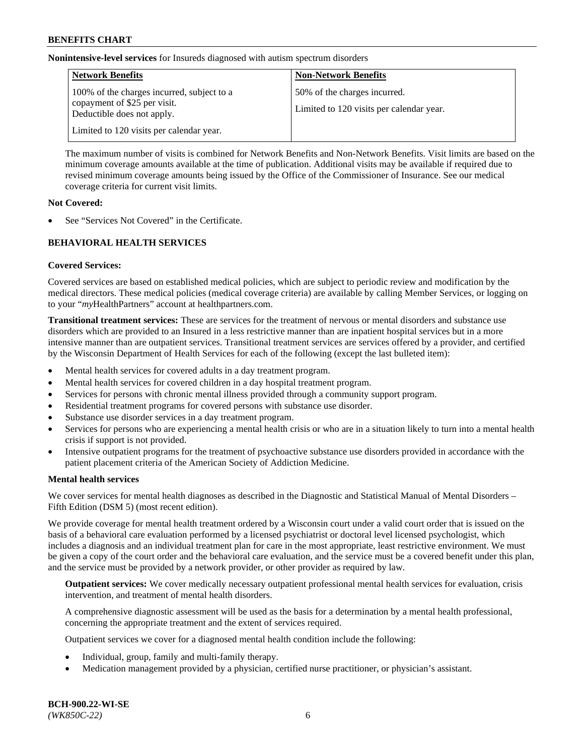**Nonintensive-level services** for Insureds diagnosed with autism spectrum disorders

| Network Benefits | Non-Network Benefits |
| --- | --- |
| 100% of the charges incurred, subject to a copayment of $25 per visit. Deductible does not apply.<br><br>Limited to 120 visits per calendar year. | 50% of the charges incurred.<br><br>Limited to 120 visits per calendar year. |

The maximum number of visits is combined for Network Benefits and Non-Network Benefits. Visit limits are based on the minimum coverage amounts available at the time of publication. Additional visits may be available if required due to revised minimum coverage amounts being issued by the Office of the Commissioner of Insurance. See our medical coverage criteria for current visit limits.

**Not Covered:**

- See "Services Not Covered" in the Certificate.

## BEHAVIORAL HEALTH SERVICES

**Covered Services:**

Covered services are based on established medical policies, which are subject to periodic review and modification by the medical directors. These medical policies (medical coverage criteria) are available by calling Member Services, or logging on to your "*my*HealthPartners" account at healthpartners.com.

**Transitional treatment services:** These are services for the treatment of nervous or mental disorders and substance use disorders which are provided to an Insured in a less restrictive manner than are inpatient hospital services but in a more intensive manner than are outpatient services. Transitional treatment services are services offered by a provider, and certified by the Wisconsin Department of Health Services for each of the following (except the last bulleted item):

- Mental health services for covered adults in a day treatment program.
- Mental health services for covered children in a day hospital treatment program.
- Services for persons with chronic mental illness provided through a community support program.
- Residential treatment programs for covered persons with substance use disorder.
- Substance use disorder services in a day treatment program.
- Services for persons who are experiencing a mental health crisis or who are in a situation likely to turn into a mental health crisis if support is not provided.
- Intensive outpatient programs for the treatment of psychoactive substance use disorders provided in accordance with the patient placement criteria of the American Society of Addiction Medicine.

**Mental health services**

We cover services for mental health diagnoses as described in the Diagnostic and Statistical Manual of Mental Disorders – Fifth Edition (DSM 5) (most recent edition).

We provide coverage for mental health treatment ordered by a Wisconsin court under a valid court order that is issued on the basis of a behavioral care evaluation performed by a licensed psychiatrist or doctoral level licensed psychologist, which includes a diagnosis and an individual treatment plan for care in the most appropriate, least restrictive environment. We must be given a copy of the court order and the behavioral care evaluation, and the service must be a covered benefit under this plan, and the service must be provided by a network provider, or other provider as required by law.

**Outpatient services:** We cover medically necessary outpatient professional mental health services for evaluation, crisis intervention, and treatment of mental health disorders.

A comprehensive diagnostic assessment will be used as the basis for a determination by a mental health professional, concerning the appropriate treatment and the extent of services required.

Outpatient services we cover for a diagnosed mental health condition include the following:

- Individual, group, family and multi-family therapy.
- Medication management provided by a physician, certified nurse practitioner, or physician's assistant.

**BCH-900.22-WI-SE**
*(WK850C-22)*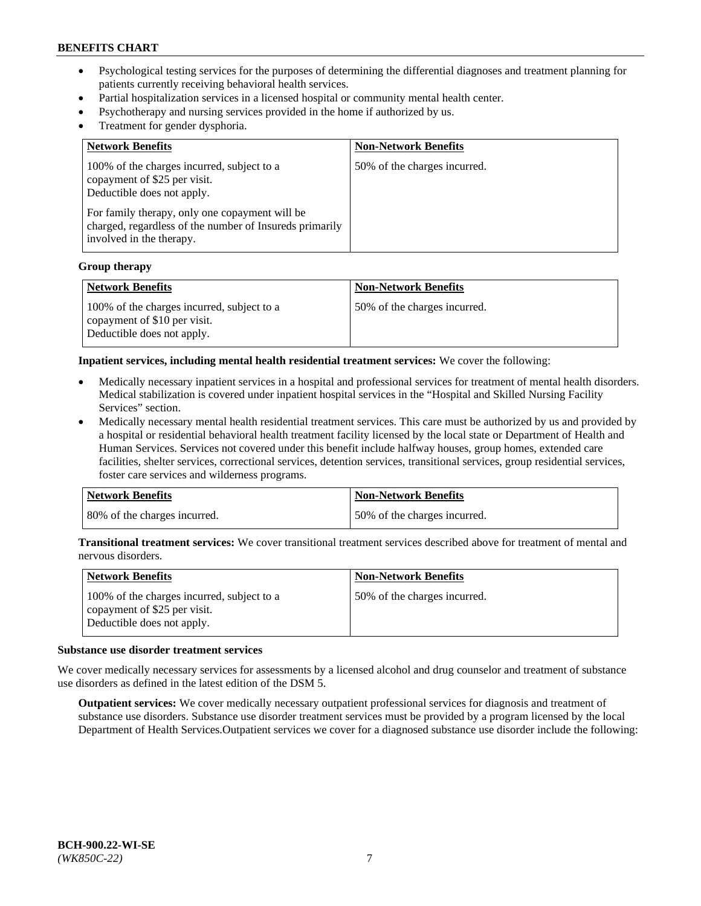- Psychological testing services for the purposes of determining the differential diagnoses and treatment planning for patients currently receiving behavioral health services.
- Partial hospitalization services in a licensed hospital or community mental health center.
- Psychotherapy and nursing services provided in the home if authorized by us.
- Treatment for gender dysphoria.

| Network Benefits | Non-Network Benefits |
|---|---|
| 100% of the charges incurred, subject to a copayment of $25 per visit. Deductible does not apply.<br><br>For family therapy, only one copayment will be charged, regardless of the number of Insureds primarily involved in the therapy. | 50% of the charges incurred. |

**Group therapy**

| Network Benefits | Non-Network Benefits |
|---|---|
| 100% of the charges incurred, subject to a copayment of $10 per visit. Deductible does not apply. | 50% of the charges incurred. |

**Inpatient services, including mental health residential treatment services:** We cover the following:

- Medically necessary inpatient services in a hospital and professional services for treatment of mental health disorders. Medical stabilization is covered under inpatient hospital services in the "Hospital and Skilled Nursing Facility Services" section.
- Medically necessary mental health residential treatment services. This care must be authorized by us and provided by a hospital or residential behavioral health treatment facility licensed by the local state or Department of Health and Human Services. Services not covered under this benefit include halfway houses, group homes, extended care facilities, shelter services, correctional services, detention services, transitional services, group residential services, foster care services and wilderness programs.

| Network Benefits | Non-Network Benefits |
|---|---|
| 80% of the charges incurred. | 50% of the charges incurred. |

**Transitional treatment services:** We cover transitional treatment services described above for treatment of mental and nervous disorders.

| Network Benefits | Non-Network Benefits |
|---|---|
| 100% of the charges incurred, subject to a copayment of $25 per visit. Deductible does not apply. | 50% of the charges incurred. |

**Substance use disorder treatment services**

We cover medically necessary services for assessments by a licensed alcohol and drug counselor and treatment of substance use disorders as defined in the latest edition of the DSM 5.

**Outpatient services:** We cover medically necessary outpatient professional services for diagnosis and treatment of substance use disorders. Substance use disorder treatment services must be provided by a program licensed by the local Department of Health Services.Outpatient services we cover for a diagnosed substance use disorder include the following: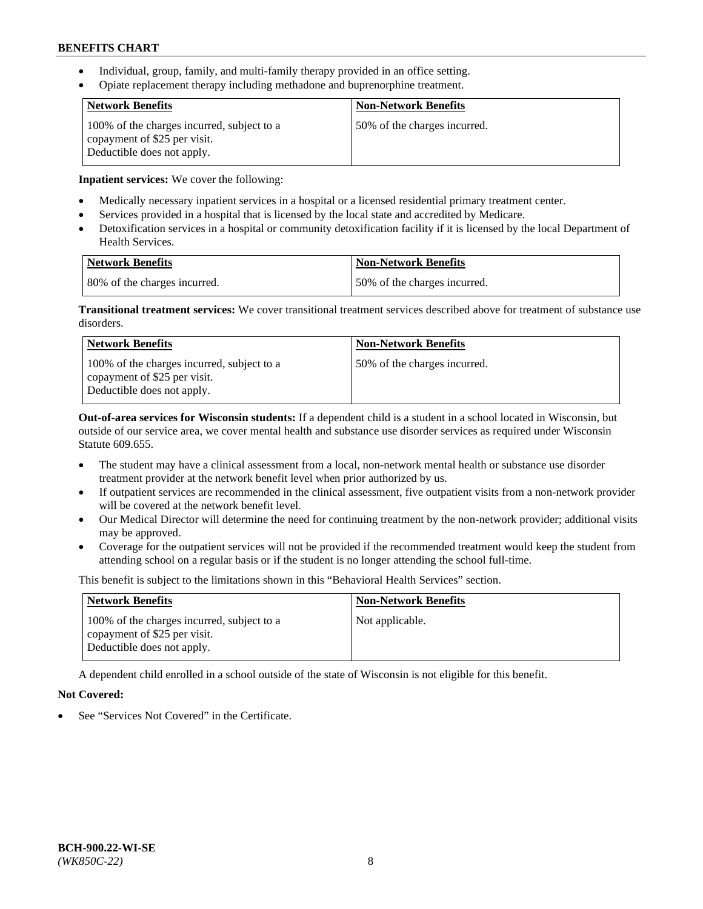- Individual, group, family, and multi-family therapy provided in an office setting.
- Opiate replacement therapy including methadone and buprenorphine treatment.

| Network Benefits | Non-Network Benefits |
|---|---|
| 100% of the charges incurred, subject to a copayment of $25 per visit. Deductible does not apply. | 50% of the charges incurred. |

**Inpatient services:** We cover the following:

- Medically necessary inpatient services in a hospital or a licensed residential primary treatment center.
- Services provided in a hospital that is licensed by the local state and accredited by Medicare.
- Detoxification services in a hospital or community detoxification facility if it is licensed by the local Department of Health Services.

| Network Benefits | Non-Network Benefits |
|---|---|
| 80% of the charges incurred. | 50% of the charges incurred. |

**Transitional treatment services:** We cover transitional treatment services described above for treatment of substance use disorders.

| Network Benefits | Non-Network Benefits |
|---|---|
| 100% of the charges incurred, subject to a copayment of $25 per visit. Deductible does not apply. | 50% of the charges incurred. |

**Out-of-area services for Wisconsin students:** If a dependent child is a student in a school located in Wisconsin, but outside of our service area, we cover mental health and substance use disorder services as required under Wisconsin Statute 609.655.

- The student may have a clinical assessment from a local, non-network mental health or substance use disorder treatment provider at the network benefit level when prior authorized by us.
- If outpatient services are recommended in the clinical assessment, five outpatient visits from a non-network provider will be covered at the network benefit level.
- Our Medical Director will determine the need for continuing treatment by the non-network provider; additional visits may be approved.
- Coverage for the outpatient services will not be provided if the recommended treatment would keep the student from attending school on a regular basis or if the student is no longer attending the school full-time.

This benefit is subject to the limitations shown in this "Behavioral Health Services" section.

| Network Benefits | Non-Network Benefits |
|---|---|
| 100% of the charges incurred, subject to a copayment of $25 per visit. Deductible does not apply. | Not applicable. |

A dependent child enrolled in a school outside of the state of Wisconsin is not eligible for this benefit.

**Not Covered:**

- See "Services Not Covered" in the Certificate.

**BCH-900.22-WI-SE**
*(WK850C-22)*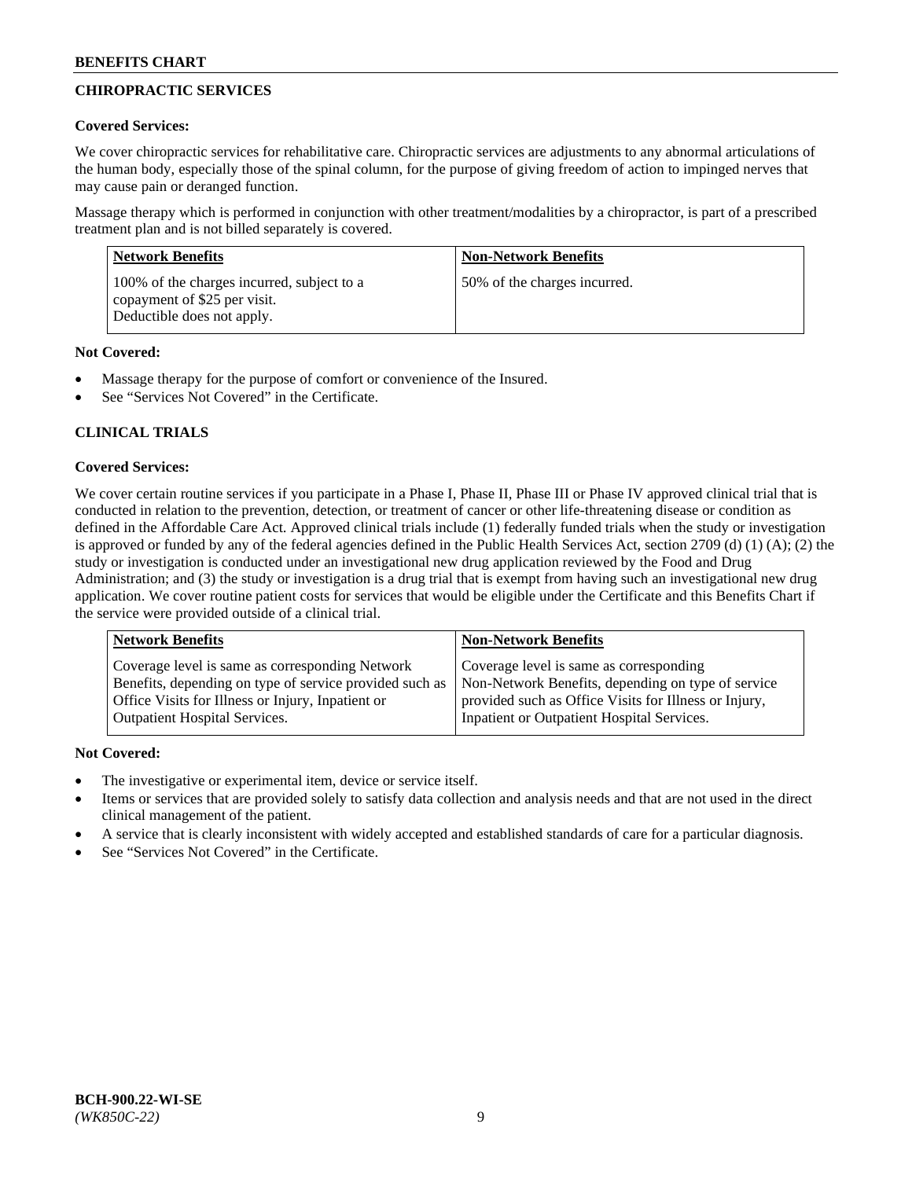## CHIROPRACTIC SERVICES

### Covered Services:

We cover chiropractic services for rehabilitative care. Chiropractic services are adjustments to any abnormal articulations of the human body, especially those of the spinal column, for the purpose of giving freedom of action to impinged nerves that may cause pain or deranged function.

Massage therapy which is performed in conjunction with other treatment/modalities by a chiropractor, is part of a prescribed treatment plan and is not billed separately is covered.

| Network Benefits | Non-Network Benefits |
| --- | --- |
| 100% of the charges incurred, subject to a copayment of $25 per visit. Deductible does not apply. | 50% of the charges incurred. |

### Not Covered:

- Massage therapy for the purpose of comfort or convenience of the Insured.
- See "Services Not Covered" in the Certificate.

## CLINICAL TRIALS

### Covered Services:

We cover certain routine services if you participate in a Phase I, Phase II, Phase III or Phase IV approved clinical trial that is conducted in relation to the prevention, detection, or treatment of cancer or other life-threatening disease or condition as defined in the Affordable Care Act. Approved clinical trials include (1) federally funded trials when the study or investigation is approved or funded by any of the federal agencies defined in the Public Health Services Act, section 2709 (d) (1) (A); (2) the study or investigation is conducted under an investigational new drug application reviewed by the Food and Drug Administration; and (3) the study or investigation is a drug trial that is exempt from having such an investigational new drug application. We cover routine patient costs for services that would be eligible under the Certificate and this Benefits Chart if the service were provided outside of a clinical trial.

| Network Benefits | Non-Network Benefits |
| --- | --- |
| Coverage level is same as corresponding Network Benefits, depending on type of service provided such as Office Visits for Illness or Injury, Inpatient or Outpatient Hospital Services. | Coverage level is same as corresponding Non-Network Benefits, depending on type of service provided such as Office Visits for Illness or Injury, Inpatient or Outpatient Hospital Services. |

### Not Covered:

- The investigative or experimental item, device or service itself.
- Items or services that are provided solely to satisfy data collection and analysis needs and that are not used in the direct clinical management of the patient.
- A service that is clearly inconsistent with widely accepted and established standards of care for a particular diagnosis.
- See "Services Not Covered" in the Certificate.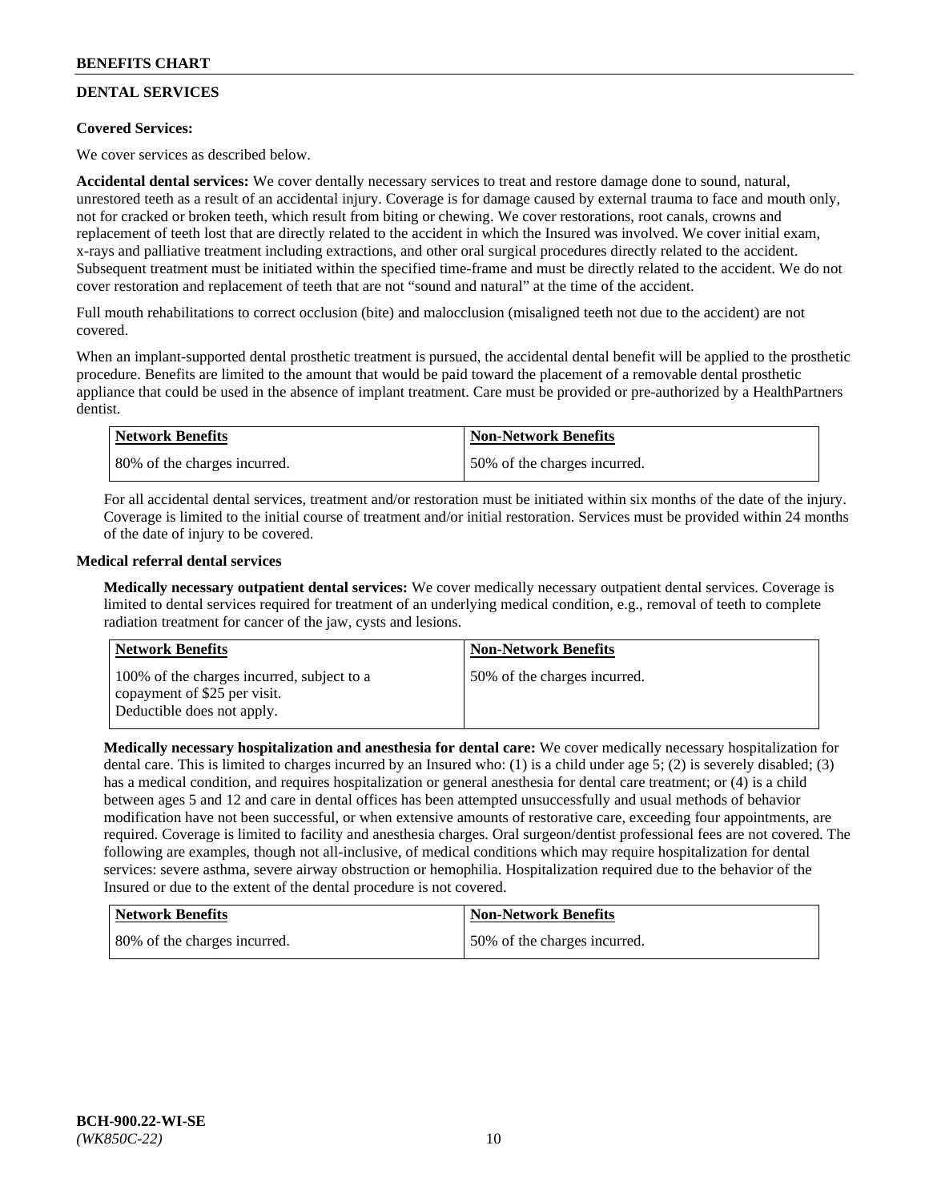## DENTAL SERVICES

**Covered Services:**

We cover services as described below.

**Accidental dental services:** We cover dentally necessary services to treat and restore damage done to sound, natural, unrestored teeth as a result of an accidental injury. Coverage is for damage caused by external trauma to face and mouth only, not for cracked or broken teeth, which result from biting or chewing. We cover restorations, root canals, crowns and replacement of teeth lost that are directly related to the accident in which the Insured was involved. We cover initial exam, x-rays and palliative treatment including extractions, and other oral surgical procedures directly related to the accident. Subsequent treatment must be initiated within the specified time-frame and must be directly related to the accident. We do not cover restoration and replacement of teeth that are not "sound and natural" at the time of the accident.

Full mouth rehabilitations to correct occlusion (bite) and malocclusion (misaligned teeth not due to the accident) are not covered.

When an implant-supported dental prosthetic treatment is pursued, the accidental dental benefit will be applied to the prosthetic procedure. Benefits are limited to the amount that would be paid toward the placement of a removable dental prosthetic appliance that could be used in the absence of implant treatment. Care must be provided or pre-authorized by a HealthPartners dentist.

| Network Benefits | Non-Network Benefits |
|---|---|
| 80% of the charges incurred. | 50% of the charges incurred. |

For all accidental dental services, treatment and/or restoration must be initiated within six months of the date of the injury. Coverage is limited to the initial course of treatment and/or initial restoration. Services must be provided within 24 months of the date of injury to be covered.

**Medical referral dental services**

**Medically necessary outpatient dental services:** We cover medically necessary outpatient dental services. Coverage is limited to dental services required for treatment of an underlying medical condition, e.g., removal of teeth to complete radiation treatment for cancer of the jaw, cysts and lesions.

| Network Benefits | Non-Network Benefits |
|---|---|
| 100% of the charges incurred, subject to a copayment of $25 per visit. Deductible does not apply. | 50% of the charges incurred. |

**Medically necessary hospitalization and anesthesia for dental care:** We cover medically necessary hospitalization for dental care. This is limited to charges incurred by an Insured who: (1) is a child under age 5; (2) is severely disabled; (3) has a medical condition, and requires hospitalization or general anesthesia for dental care treatment; or (4) is a child between ages 5 and 12 and care in dental offices has been attempted unsuccessfully and usual methods of behavior modification have not been successful, or when extensive amounts of restorative care, exceeding four appointments, are required. Coverage is limited to facility and anesthesia charges. Oral surgeon/dentist professional fees are not covered. The following are examples, though not all-inclusive, of medical conditions which may require hospitalization for dental services: severe asthma, severe airway obstruction or hemophilia. Hospitalization required due to the behavior of the Insured or due to the extent of the dental procedure is not covered.

| Network Benefits | Non-Network Benefits |
|---|---|
| 80% of the charges incurred. | 50% of the charges incurred. |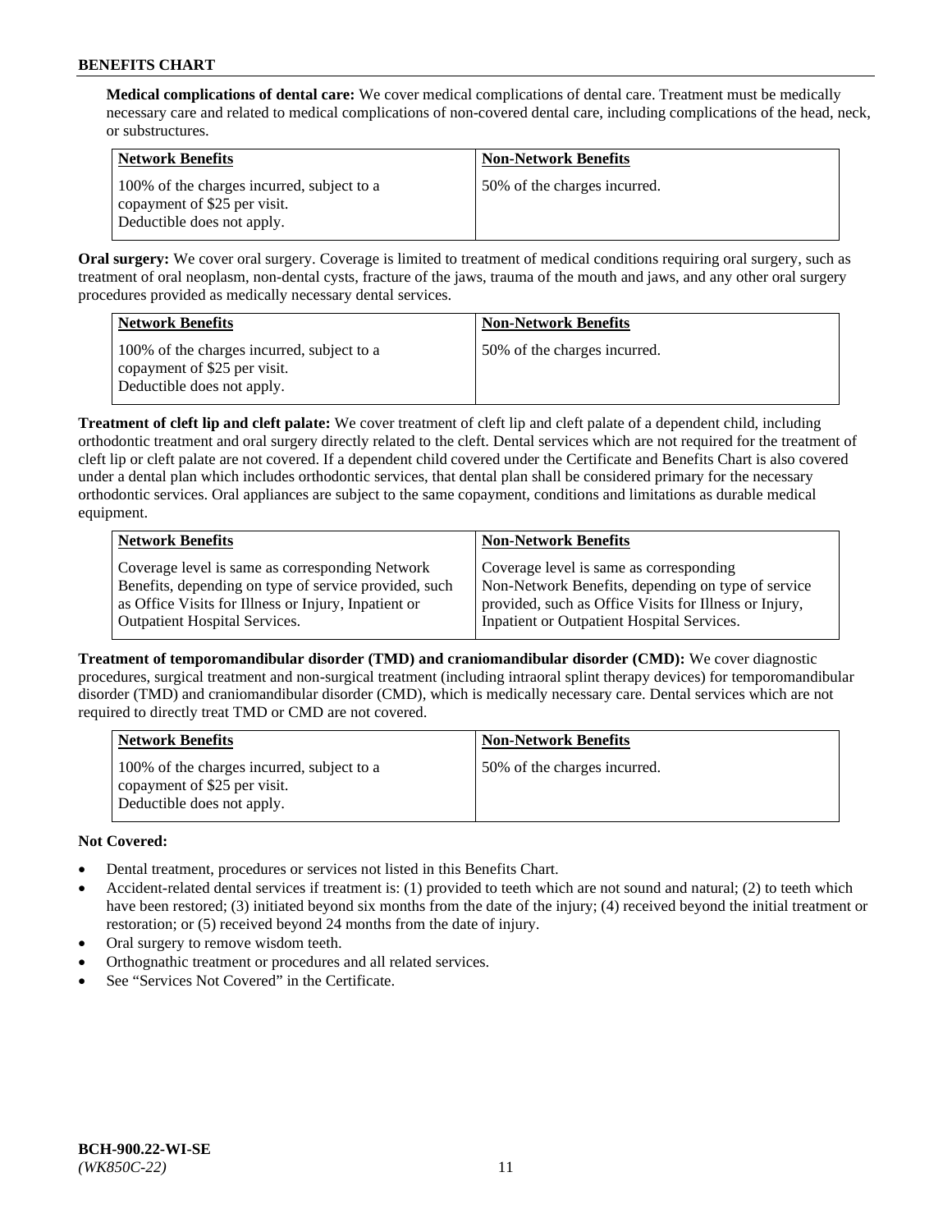**Medical complications of dental care:** We cover medical complications of dental care. Treatment must be medically necessary care and related to medical complications of non-covered dental care, including complications of the head, neck, or substructures.

| Network Benefits | Non-Network Benefits |
| --- | --- |
| 100% of the charges incurred, subject to a copayment of $25 per visit. Deductible does not apply. | 50% of the charges incurred. |

**Oral surgery:** We cover oral surgery. Coverage is limited to treatment of medical conditions requiring oral surgery, such as treatment of oral neoplasm, non-dental cysts, fracture of the jaws, trauma of the mouth and jaws, and any other oral surgery procedures provided as medically necessary dental services.

| Network Benefits | Non-Network Benefits |
| --- | --- |
| 100% of the charges incurred, subject to a copayment of $25 per visit. Deductible does not apply. | 50% of the charges incurred. |

**Treatment of cleft lip and cleft palate:** We cover treatment of cleft lip and cleft palate of a dependent child, including orthodontic treatment and oral surgery directly related to the cleft. Dental services which are not required for the treatment of cleft lip or cleft palate are not covered. If a dependent child covered under the Certificate and Benefits Chart is also covered under a dental plan which includes orthodontic services, that dental plan shall be considered primary for the necessary orthodontic services. Oral appliances are subject to the same copayment, conditions and limitations as durable medical equipment.

| Network Benefits | Non-Network Benefits |
| --- | --- |
| Coverage level is same as corresponding Network Benefits, depending on type of service provided, such as Office Visits for Illness or Injury, Inpatient or Outpatient Hospital Services. | Coverage level is same as corresponding Non-Network Benefits, depending on type of service provided, such as Office Visits for Illness or Injury, Inpatient or Outpatient Hospital Services. |

**Treatment of temporomandibular disorder (TMD) and craniomandibular disorder (CMD):** We cover diagnostic procedures, surgical treatment and non-surgical treatment (including intraoral splint therapy devices) for temporomandibular disorder (TMD) and craniomandibular disorder (CMD), which is medically necessary care. Dental services which are not required to directly treat TMD or CMD are not covered.

| Network Benefits | Non-Network Benefits |
| --- | --- |
| 100% of the charges incurred, subject to a copayment of $25 per visit. Deductible does not apply. | 50% of the charges incurred. |

**Not Covered:**

- Dental treatment, procedures or services not listed in this Benefits Chart.
- Accident-related dental services if treatment is: (1) provided to teeth which are not sound and natural; (2) to teeth which have been restored; (3) initiated beyond six months from the date of the injury; (4) received beyond the initial treatment or restoration; or (5) received beyond 24 months from the date of injury.
- Oral surgery to remove wisdom teeth.
- Orthognathic treatment or procedures and all related services.
- See "Services Not Covered" in the Certificate.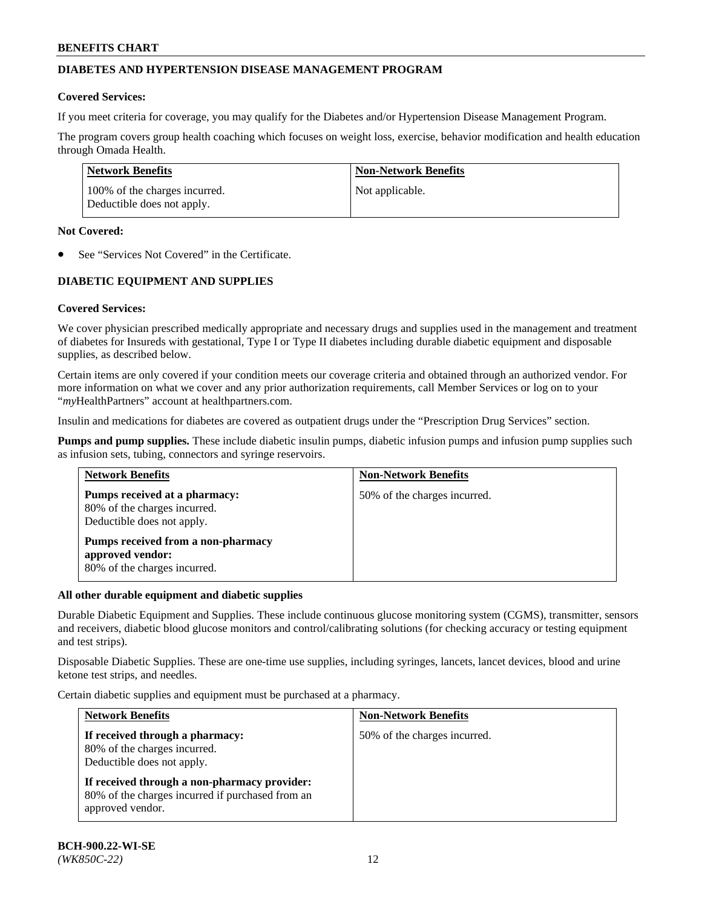## DIABETES AND HYPERTENSION DISEASE MANAGEMENT PROGRAM

**Covered Services:**

If you meet criteria for coverage, you may qualify for the Diabetes and/or Hypertension Disease Management Program.

The program covers group health coaching which focuses on weight loss, exercise, behavior modification and health education through Omada Health.

| Network Benefits | Non-Network Benefits |
|---|---|
| 100% of the charges incurred. Deductible does not apply. | Not applicable. |

**Not Covered:**

- See "Services Not Covered" in the Certificate.

## DIABETIC EQUIPMENT AND SUPPLIES

**Covered Services:**

We cover physician prescribed medically appropriate and necessary drugs and supplies used in the management and treatment of diabetes for Insureds with gestational, Type I or Type II diabetes including durable diabetic equipment and disposable supplies, as described below.

Certain items are only covered if your condition meets our coverage criteria and obtained through an authorized vendor. For more information on what we cover and any prior authorization requirements, call Member Services or log on to your "*my*HealthPartners" account at healthpartners.com.

Insulin and medications for diabetes are covered as outpatient drugs under the "Prescription Drug Services" section.

**Pumps and pump supplies.** These include diabetic insulin pumps, diabetic infusion pumps and infusion pump supplies such as infusion sets, tubing, connectors and syringe reservoirs.

| Network Benefits | Non-Network Benefits |
|---|---|
| **Pumps received at a pharmacy:** 80% of the charges incurred. Deductible does not apply. **Pumps received from a non-pharmacy approved vendor:** 80% of the charges incurred. | 50% of the charges incurred. |

**All other durable equipment and diabetic supplies**

Durable Diabetic Equipment and Supplies. These include continuous glucose monitoring system (CGMS), transmitter, sensors and receivers, diabetic blood glucose monitors and control/calibrating solutions (for checking accuracy or testing equipment and test strips).

Disposable Diabetic Supplies. These are one-time use supplies, including syringes, lancets, lancet devices, blood and urine ketone test strips, and needles.

Certain diabetic supplies and equipment must be purchased at a pharmacy.

| Network Benefits | Non-Network Benefits |
|---|---|
| **If received through a pharmacy:** 80% of the charges incurred. Deductible does not apply. **If received through a non-pharmacy provider:** 80% of the charges incurred if purchased from an approved vendor. | 50% of the charges incurred. |

BCH-900.22-WI-SE
*(WK850C-22)*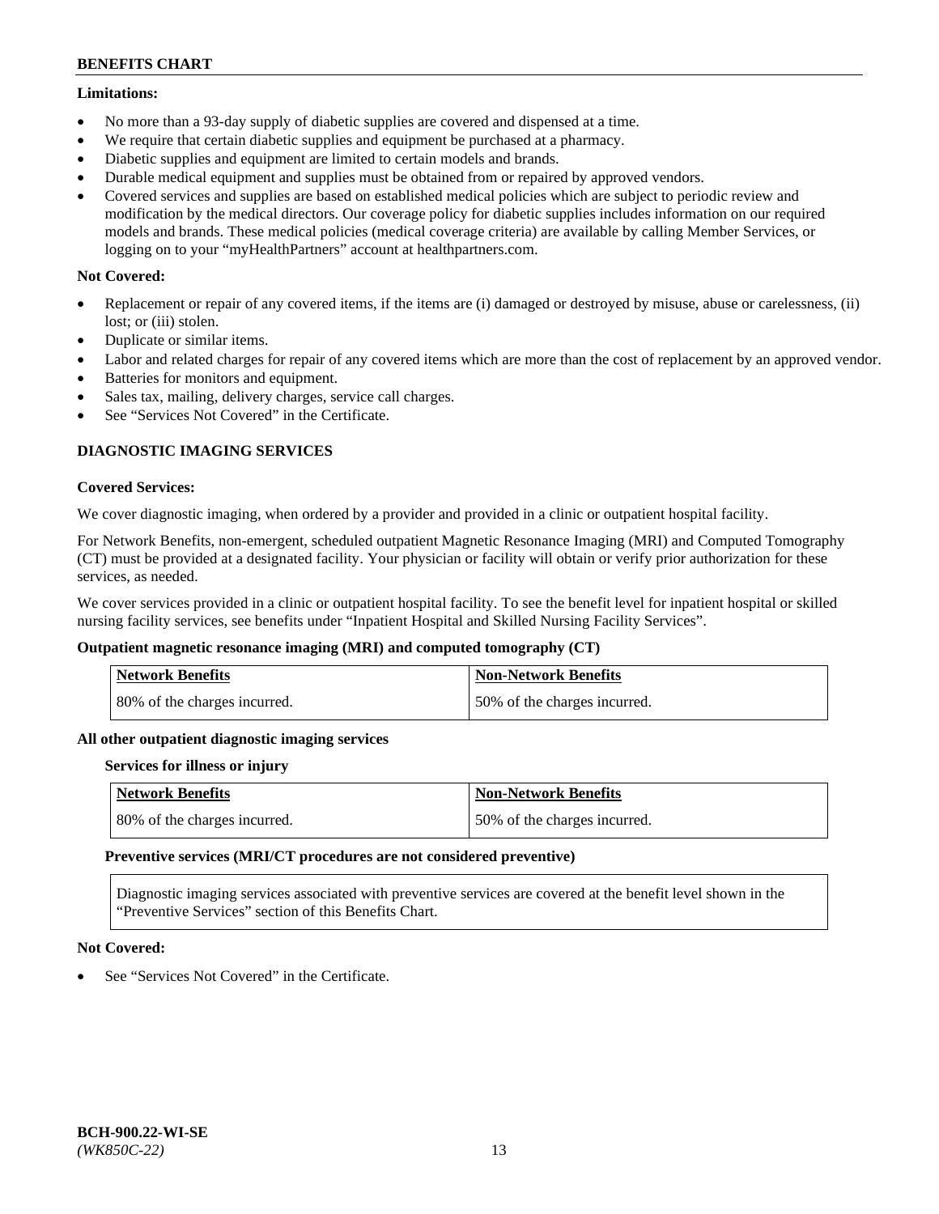**Limitations:**

- No more than a 93-day supply of diabetic supplies are covered and dispensed at a time.
- We require that certain diabetic supplies and equipment be purchased at a pharmacy.
- Diabetic supplies and equipment are limited to certain models and brands.
- Durable medical equipment and supplies must be obtained from or repaired by approved vendors.
- Covered services and supplies are based on established medical policies which are subject to periodic review and modification by the medical directors. Our coverage policy for diabetic supplies includes information on our required models and brands. These medical policies (medical coverage criteria) are available by calling Member Services, or logging on to your "myHealthPartners" account at healthpartners.com.

**Not Covered:**

- Replacement or repair of any covered items, if the items are (i) damaged or destroyed by misuse, abuse or carelessness, (ii) lost; or (iii) stolen.
- Duplicate or similar items.
- Labor and related charges for repair of any covered items which are more than the cost of replacement by an approved vendor.
- Batteries for monitors and equipment.
- Sales tax, mailing, delivery charges, service call charges.
- See "Services Not Covered" in the Certificate.

## DIAGNOSTIC IMAGING SERVICES

**Covered Services:**

We cover diagnostic imaging, when ordered by a provider and provided in a clinic or outpatient hospital facility.

For Network Benefits, non-emergent, scheduled outpatient Magnetic Resonance Imaging (MRI) and Computed Tomography (CT) must be provided at a designated facility. Your physician or facility will obtain or verify prior authorization for these services, as needed.

We cover services provided in a clinic or outpatient hospital facility. To see the benefit level for inpatient hospital or skilled nursing facility services, see benefits under "Inpatient Hospital and Skilled Nursing Facility Services".

**Outpatient magnetic resonance imaging (MRI) and computed tomography (CT)**

| Network Benefits | Non-Network Benefits |
|---|---|
| 80% of the charges incurred. | 50% of the charges incurred. |

**All other outpatient diagnostic imaging services**

**Services for illness or injury**

| Network Benefits | Non-Network Benefits |
|---|---|
| 80% of the charges incurred. | 50% of the charges incurred. |

**Preventive services (MRI/CT procedures are not considered preventive)**

Diagnostic imaging services associated with preventive services are covered at the benefit level shown in the "Preventive Services" section of this Benefits Chart.

**Not Covered:**

- See "Services Not Covered" in the Certificate.

**BCH-900.22-WI-SE**
*(WK850C-22)*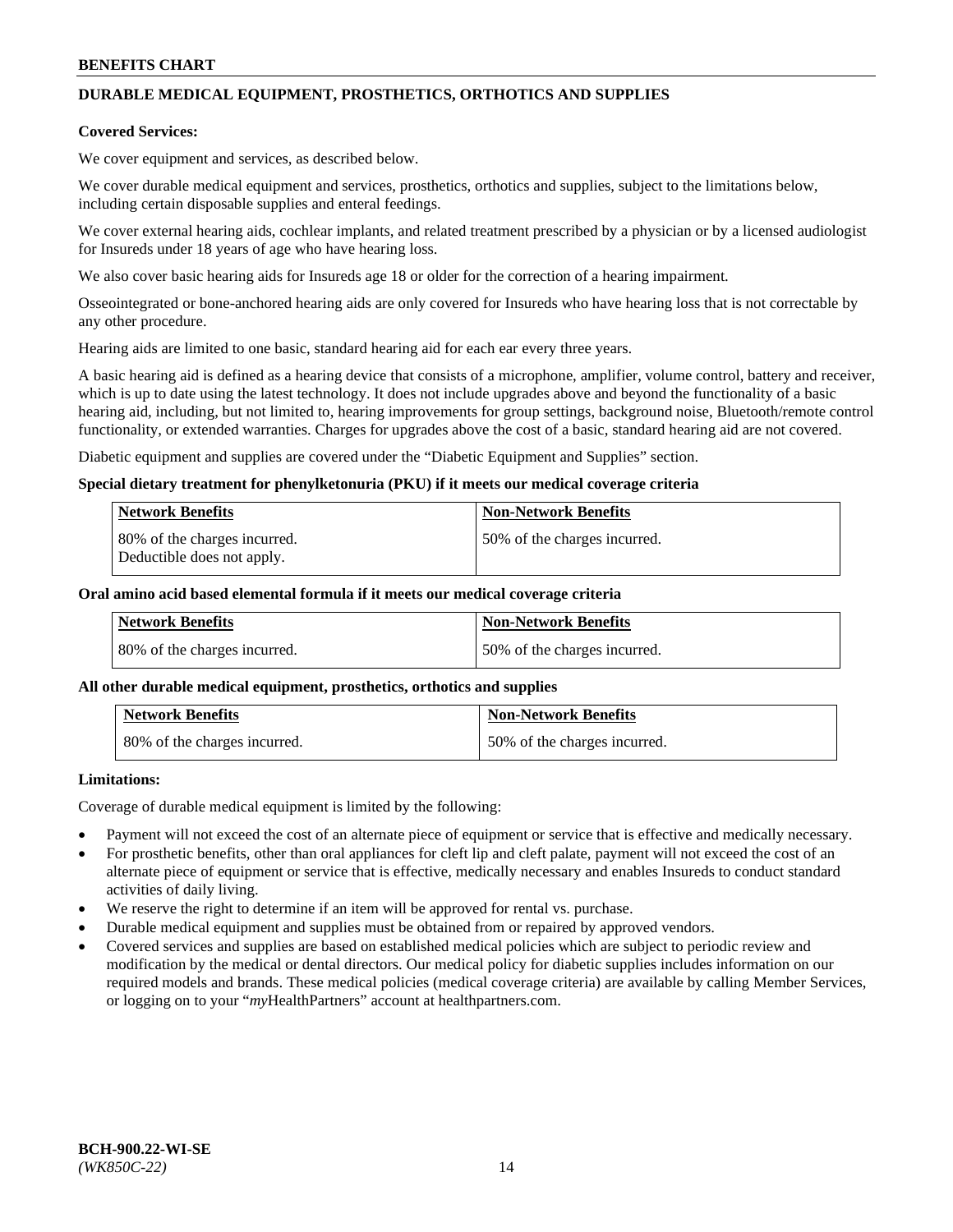## DURABLE MEDICAL EQUIPMENT, PROSTHETICS, ORTHOTICS AND SUPPLIES

**Covered Services:**

We cover equipment and services, as described below.

We cover durable medical equipment and services, prosthetics, orthotics and supplies, subject to the limitations below, including certain disposable supplies and enteral feedings.

We cover external hearing aids, cochlear implants, and related treatment prescribed by a physician or by a licensed audiologist for Insureds under 18 years of age who have hearing loss.

We also cover basic hearing aids for Insureds age 18 or older for the correction of a hearing impairment.

Osseointegrated or bone-anchored hearing aids are only covered for Insureds who have hearing loss that is not correctable by any other procedure.

Hearing aids are limited to one basic, standard hearing aid for each ear every three years.

A basic hearing aid is defined as a hearing device that consists of a microphone, amplifier, volume control, battery and receiver, which is up to date using the latest technology. It does not include upgrades above and beyond the functionality of a basic hearing aid, including, but not limited to, hearing improvements for group settings, background noise, Bluetooth/remote control functionality, or extended warranties. Charges for upgrades above the cost of a basic, standard hearing aid are not covered.

Diabetic equipment and supplies are covered under the "Diabetic Equipment and Supplies" section.

**Special dietary treatment for phenylketonuria (PKU) if it meets our medical coverage criteria**

| Network Benefits | Non-Network Benefits |
|---|---|
| 80% of the charges incurred. Deductible does not apply. | 50% of the charges incurred. |

**Oral amino acid based elemental formula if it meets our medical coverage criteria**

| Network Benefits | Non-Network Benefits |
|---|---|
| 80% of the charges incurred. | 50% of the charges incurred. |

**All other durable medical equipment, prosthetics, orthotics and supplies**

| Network Benefits | Non-Network Benefits |
|---|---|
| 80% of the charges incurred. | 50% of the charges incurred. |

**Limitations:**

Coverage of durable medical equipment is limited by the following:

- Payment will not exceed the cost of an alternate piece of equipment or service that is effective and medically necessary.
- For prosthetic benefits, other than oral appliances for cleft lip and cleft palate, payment will not exceed the cost of an alternate piece of equipment or service that is effective, medically necessary and enables Insureds to conduct standard activities of daily living.
- We reserve the right to determine if an item will be approved for rental vs. purchase.
- Durable medical equipment and supplies must be obtained from or repaired by approved vendors.
- Covered services and supplies are based on established medical policies which are subject to periodic review and modification by the medical or dental directors. Our medical policy for diabetic supplies includes information on our required models and brands. These medical policies (medical coverage criteria) are available by calling Member Services, or logging on to your "*my*HealthPartners" account at healthpartners.com.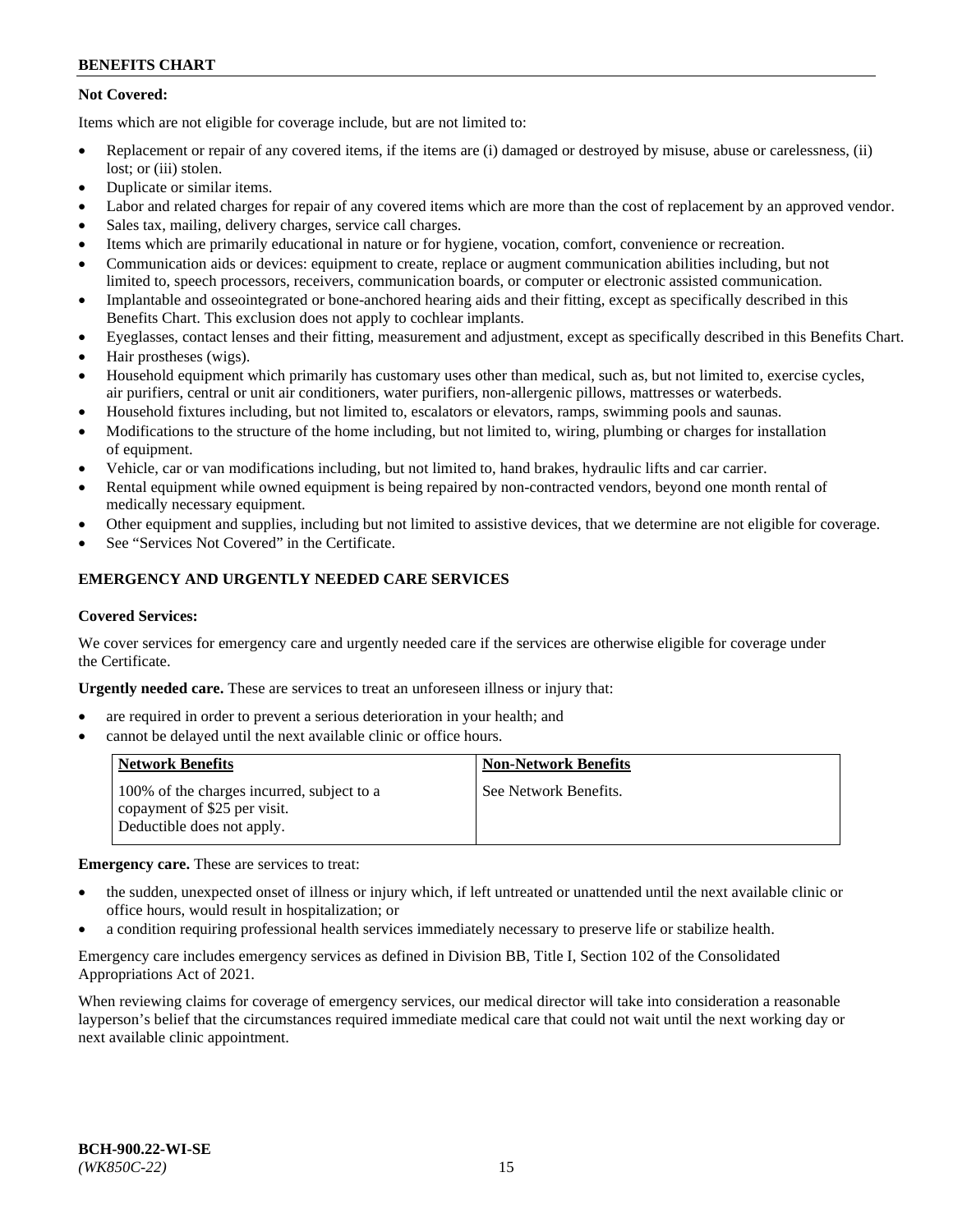**Not Covered:**

Items which are not eligible for coverage include, but are not limited to:

- Replacement or repair of any covered items, if the items are (i) damaged or destroyed by misuse, abuse or carelessness, (ii) lost; or (iii) stolen.
- Duplicate or similar items.
- Labor and related charges for repair of any covered items which are more than the cost of replacement by an approved vendor.
- Sales tax, mailing, delivery charges, service call charges.
- Items which are primarily educational in nature or for hygiene, vocation, comfort, convenience or recreation.
- Communication aids or devices: equipment to create, replace or augment communication abilities including, but not limited to, speech processors, receivers, communication boards, or computer or electronic assisted communication.
- Implantable and osseointegrated or bone-anchored hearing aids and their fitting, except as specifically described in this Benefits Chart. This exclusion does not apply to cochlear implants.
- Eyeglasses, contact lenses and their fitting, measurement and adjustment, except as specifically described in this Benefits Chart.
- Hair prostheses (wigs).
- Household equipment which primarily has customary uses other than medical, such as, but not limited to, exercise cycles, air purifiers, central or unit air conditioners, water purifiers, non-allergenic pillows, mattresses or waterbeds.
- Household fixtures including, but not limited to, escalators or elevators, ramps, swimming pools and saunas.
- Modifications to the structure of the home including, but not limited to, wiring, plumbing or charges for installation of equipment.
- Vehicle, car or van modifications including, but not limited to, hand brakes, hydraulic lifts and car carrier.
- Rental equipment while owned equipment is being repaired by non-contracted vendors, beyond one month rental of medically necessary equipment.
- Other equipment and supplies, including but not limited to assistive devices, that we determine are not eligible for coverage.
- See "Services Not Covered" in the Certificate.

## EMERGENCY AND URGENTLY NEEDED CARE SERVICES

**Covered Services:**

We cover services for emergency care and urgently needed care if the services are otherwise eligible for coverage under the Certificate.

**Urgently needed care.** These are services to treat an unforeseen illness or injury that:

- are required in order to prevent a serious deterioration in your health; and
- cannot be delayed until the next available clinic or office hours.

| Network Benefits | Non-Network Benefits |
| --- | --- |
| 100% of the charges incurred, subject to a copayment of $25 per visit. Deductible does not apply. | See Network Benefits. |

**Emergency care.** These are services to treat:

- the sudden, unexpected onset of illness or injury which, if left untreated or unattended until the next available clinic or office hours, would result in hospitalization; or
- a condition requiring professional health services immediately necessary to preserve life or stabilize health.

Emergency care includes emergency services as defined in Division BB, Title I, Section 102 of the Consolidated Appropriations Act of 2021.

When reviewing claims for coverage of emergency services, our medical director will take into consideration a reasonable layperson's belief that the circumstances required immediate medical care that could not wait until the next working day or next available clinic appointment.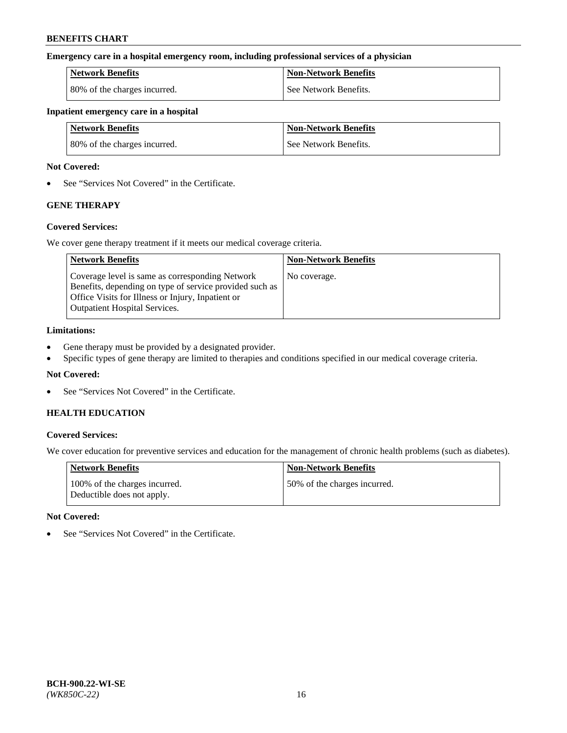**Emergency care in a hospital emergency room, including professional services of a physician**

| Network Benefits | Non-Network Benefits |
| --- | --- |
| 80% of the charges incurred. | See Network Benefits. |

**Inpatient emergency care in a hospital**

| Network Benefits | Non-Network Benefits |
| --- | --- |
| 80% of the charges incurred. | See Network Benefits. |

**Not Covered:**

- See "Services Not Covered" in the Certificate.

### GENE THERAPY

**Covered Services:**

We cover gene therapy treatment if it meets our medical coverage criteria.

| Network Benefits | Non-Network Benefits |
| --- | --- |
| Coverage level is same as corresponding Network Benefits, depending on type of service provided such as Office Visits for Illness or Injury, Inpatient or Outpatient Hospital Services. | No coverage. |

**Limitations:**

- Gene therapy must be provided by a designated provider.
- Specific types of gene therapy are limited to therapies and conditions specified in our medical coverage criteria.

**Not Covered:**

- See "Services Not Covered" in the Certificate.

### HEALTH EDUCATION

**Covered Services:**

We cover education for preventive services and education for the management of chronic health problems (such as diabetes).

| Network Benefits | Non-Network Benefits |
| --- | --- |
| 100% of the charges incurred. Deductible does not apply. | 50% of the charges incurred. |

**Not Covered:**

- See "Services Not Covered" in the Certificate.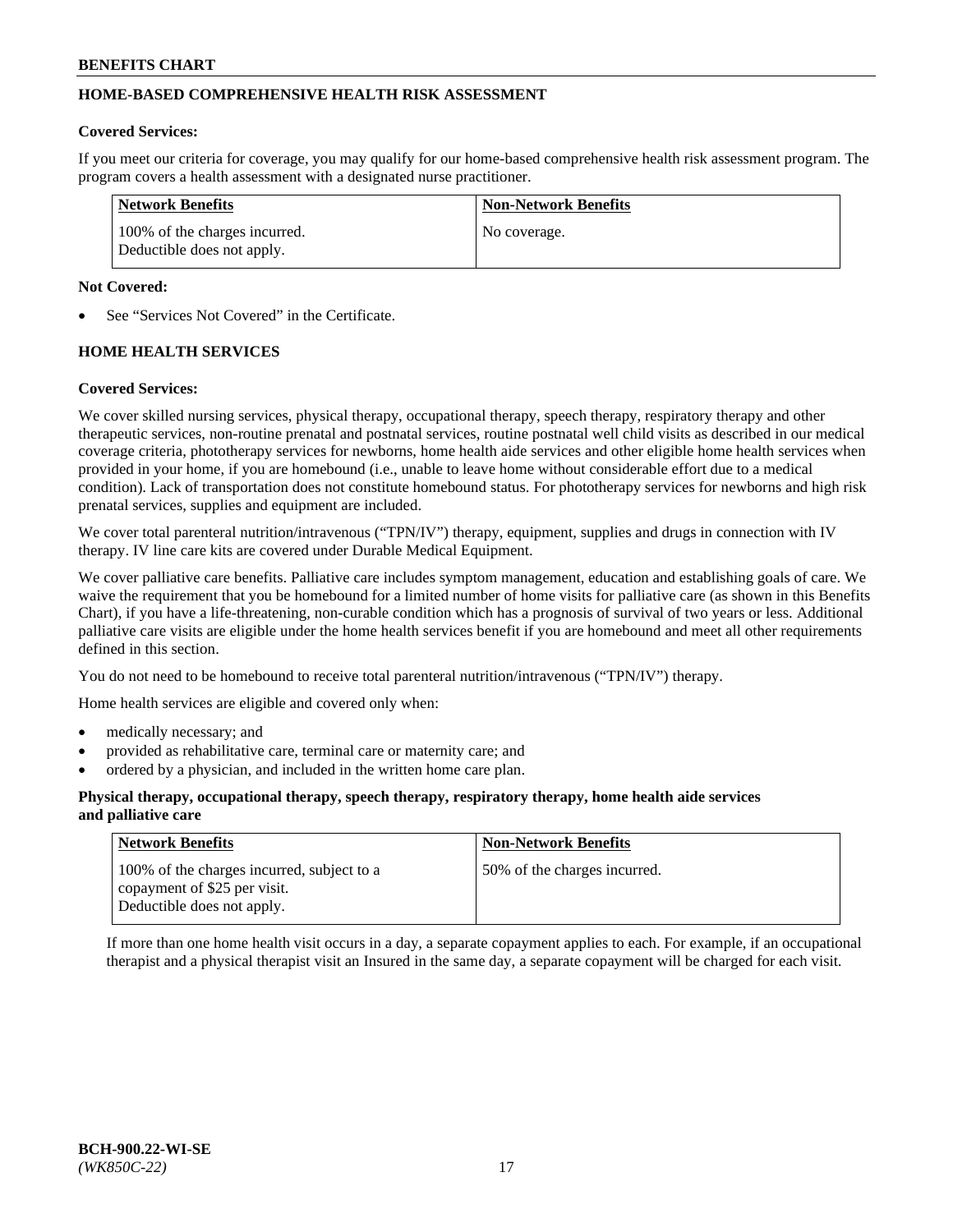## HOME-BASED COMPREHENSIVE HEALTH RISK ASSESSMENT

**Covered Services:**

If you meet our criteria for coverage, you may qualify for our home-based comprehensive health risk assessment program. The program covers a health assessment with a designated nurse practitioner.

| Network Benefits | Non-Network Benefits |
|---|---|
| 100% of the charges incurred. Deductible does not apply. | No coverage. |

**Not Covered:**

- See "Services Not Covered" in the Certificate.

## HOME HEALTH SERVICES

**Covered Services:**

We cover skilled nursing services, physical therapy, occupational therapy, speech therapy, respiratory therapy and other therapeutic services, non-routine prenatal and postnatal services, routine postnatal well child visits as described in our medical coverage criteria, phototherapy services for newborns, home health aide services and other eligible home health services when provided in your home, if you are homebound (i.e., unable to leave home without considerable effort due to a medical condition). Lack of transportation does not constitute homebound status. For phototherapy services for newborns and high risk prenatal services, supplies and equipment are included.

We cover total parenteral nutrition/intravenous ("TPN/IV") therapy, equipment, supplies and drugs in connection with IV therapy. IV line care kits are covered under Durable Medical Equipment.

We cover palliative care benefits. Palliative care includes symptom management, education and establishing goals of care. We waive the requirement that you be homebound for a limited number of home visits for palliative care (as shown in this Benefits Chart), if you have a life-threatening, non-curable condition which has a prognosis of survival of two years or less. Additional palliative care visits are eligible under the home health services benefit if you are homebound and meet all other requirements defined in this section.

You do not need to be homebound to receive total parenteral nutrition/intravenous ("TPN/IV") therapy.

Home health services are eligible and covered only when:

- medically necessary; and
- provided as rehabilitative care, terminal care or maternity care; and
- ordered by a physician, and included in the written home care plan.

**Physical therapy, occupational therapy, speech therapy, respiratory therapy, home health aide services and palliative care**

| Network Benefits | Non-Network Benefits |
|---|---|
| 100% of the charges incurred, subject to a copayment of $25 per visit. Deductible does not apply. | 50% of the charges incurred. |

If more than one home health visit occurs in a day, a separate copayment applies to each. For example, if an occupational therapist and a physical therapist visit an Insured in the same day, a separate copayment will be charged for each visit.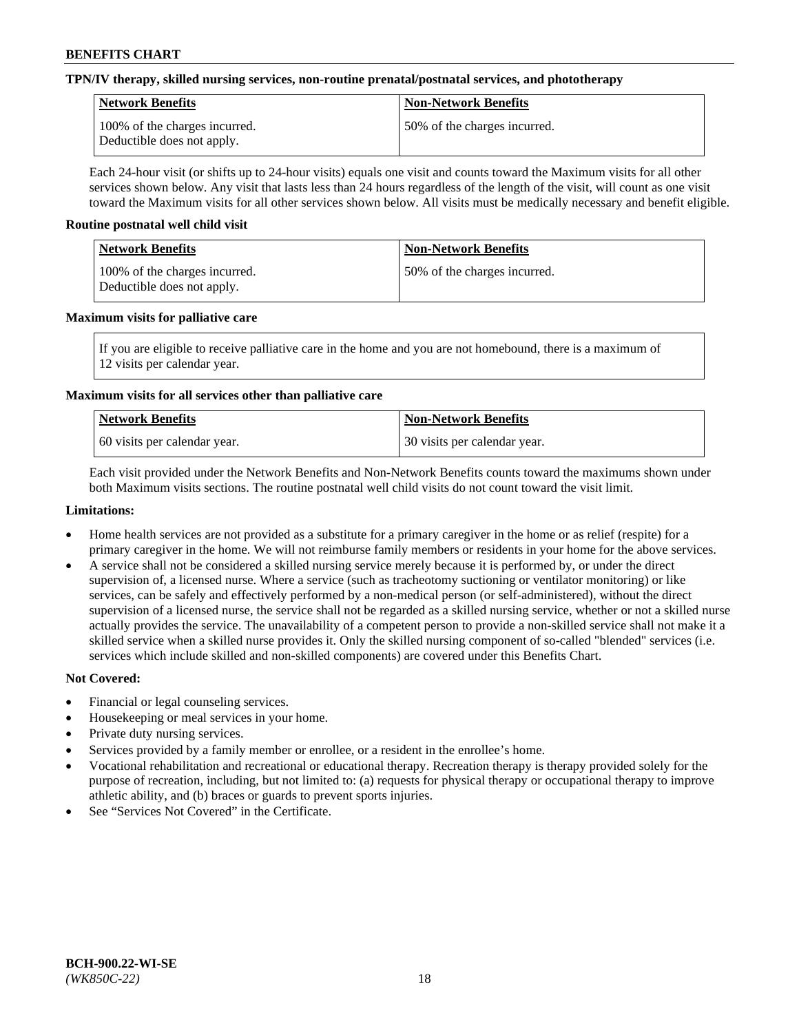**TPN/IV therapy, skilled nursing services, non-routine prenatal/postnatal services, and phototherapy**

| Network Benefits | Non-Network Benefits |
| --- | --- |
| 100% of the charges incurred. Deductible does not apply. | 50% of the charges incurred. |

Each 24-hour visit (or shifts up to 24-hour visits) equals one visit and counts toward the Maximum visits for all other services shown below. Any visit that lasts less than 24 hours regardless of the length of the visit, will count as one visit toward the Maximum visits for all other services shown below. All visits must be medically necessary and benefit eligible.

**Routine postnatal well child visit**

| Network Benefits | Non-Network Benefits |
| --- | --- |
| 100% of the charges incurred. Deductible does not apply. | 50% of the charges incurred. |

**Maximum visits for palliative care**

If you are eligible to receive palliative care in the home and you are not homebound, there is a maximum of 12 visits per calendar year.

**Maximum visits for all services other than palliative care**

| Network Benefits | Non-Network Benefits |
| --- | --- |
| 60 visits per calendar year. | 30 visits per calendar year. |

Each visit provided under the Network Benefits and Non-Network Benefits counts toward the maximums shown under both Maximum visits sections. The routine postnatal well child visits do not count toward the visit limit.

**Limitations:**

- Home health services are not provided as a substitute for a primary caregiver in the home or as relief (respite) for a primary caregiver in the home. We will not reimburse family members or residents in your home for the above services.
- A service shall not be considered a skilled nursing service merely because it is performed by, or under the direct supervision of, a licensed nurse. Where a service (such as tracheotomy suctioning or ventilator monitoring) or like services, can be safely and effectively performed by a non-medical person (or self-administered), without the direct supervision of a licensed nurse, the service shall not be regarded as a skilled nursing service, whether or not a skilled nurse actually provides the service. The unavailability of a competent person to provide a non-skilled service shall not make it a skilled service when a skilled nurse provides it. Only the skilled nursing component of so-called "blended" services (i.e. services which include skilled and non-skilled components) are covered under this Benefits Chart.

**Not Covered:**

- Financial or legal counseling services.
- Housekeeping or meal services in your home.
- Private duty nursing services.
- Services provided by a family member or enrollee, or a resident in the enrollee's home.
- Vocational rehabilitation and recreational or educational therapy. Recreation therapy is therapy provided solely for the purpose of recreation, including, but not limited to: (a) requests for physical therapy or occupational therapy to improve athletic ability, and (b) braces or guards to prevent sports injuries.
- See "Services Not Covered" in the Certificate.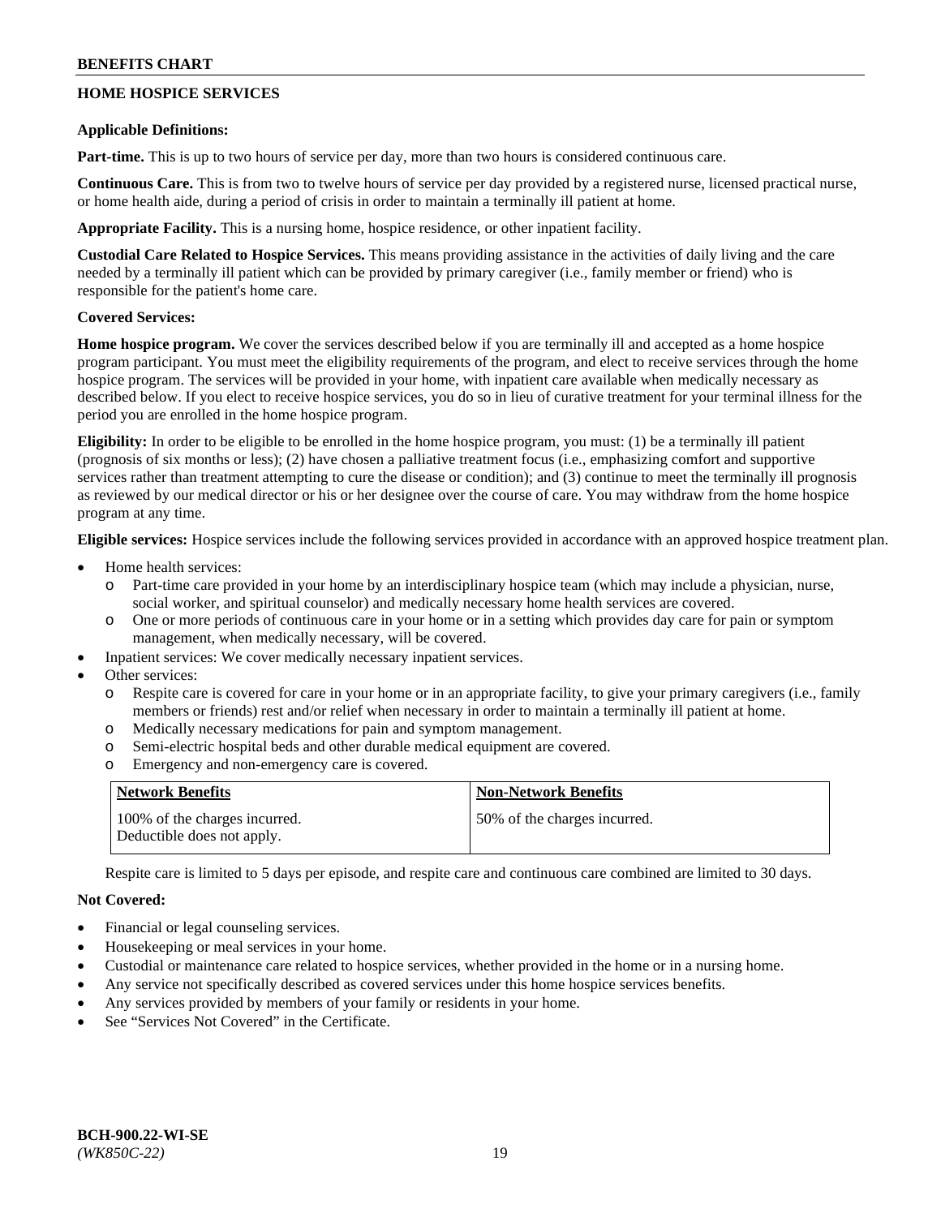## HOME HOSPICE SERVICES

**Applicable Definitions:**

**Part-time.** This is up to two hours of service per day, more than two hours is considered continuous care.

**Continuous Care.** This is from two to twelve hours of service per day provided by a registered nurse, licensed practical nurse, or home health aide, during a period of crisis in order to maintain a terminally ill patient at home.

**Appropriate Facility.** This is a nursing home, hospice residence, or other inpatient facility.

**Custodial Care Related to Hospice Services.** This means providing assistance in the activities of daily living and the care needed by a terminally ill patient which can be provided by primary caregiver (i.e., family member or friend) who is responsible for the patient's home care.

**Covered Services:**

**Home hospice program.** We cover the services described below if you are terminally ill and accepted as a home hospice program participant. You must meet the eligibility requirements of the program, and elect to receive services through the home hospice program. The services will be provided in your home, with inpatient care available when medically necessary as described below. If you elect to receive hospice services, you do so in lieu of curative treatment for your terminal illness for the period you are enrolled in the home hospice program.

**Eligibility:** In order to be eligible to be enrolled in the home hospice program, you must: (1) be a terminally ill patient (prognosis of six months or less); (2) have chosen a palliative treatment focus (i.e., emphasizing comfort and supportive services rather than treatment attempting to cure the disease or condition); and (3) continue to meet the terminally ill prognosis as reviewed by our medical director or his or her designee over the course of care. You may withdraw from the home hospice program at any time.

**Eligible services:** Hospice services include the following services provided in accordance with an approved hospice treatment plan.

- Home health services:
  - Part-time care provided in your home by an interdisciplinary hospice team (which may include a physician, nurse, social worker, and spiritual counselor) and medically necessary home health services are covered.
  - One or more periods of continuous care in your home or in a setting which provides day care for pain or symptom management, when medically necessary, will be covered.
- Inpatient services: We cover medically necessary inpatient services.
- Other services:
  - Respite care is covered for care in your home or in an appropriate facility, to give your primary caregivers (i.e., family members or friends) rest and/or relief when necessary in order to maintain a terminally ill patient at home.
  - Medically necessary medications for pain and symptom management.
  - Semi-electric hospital beds and other durable medical equipment are covered.
  - Emergency and non-emergency care is covered.

| Network Benefits | Non-Network Benefits |
|---|---|
| 100% of the charges incurred. Deductible does not apply. | 50% of the charges incurred. |

Respite care is limited to 5 days per episode, and respite care and continuous care combined are limited to 30 days.

**Not Covered:**

- Financial or legal counseling services.
- Housekeeping or meal services in your home.
- Custodial or maintenance care related to hospice services, whether provided in the home or in a nursing home.
- Any service not specifically described as covered services under this home hospice services benefits.
- Any services provided by members of your family or residents in your home.
- See "Services Not Covered" in the Certificate.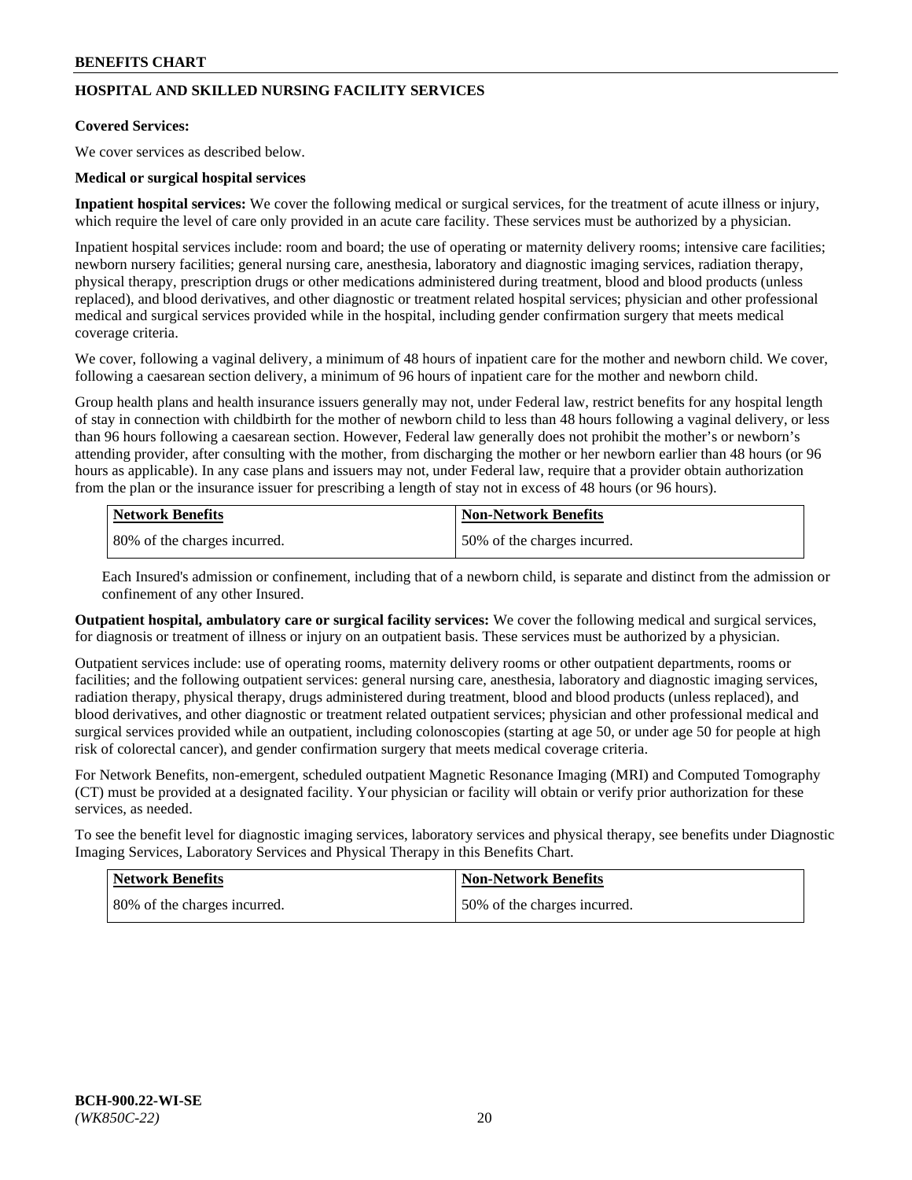# HOSPITAL AND SKILLED NURSING FACILITY SERVICES

**Covered Services:**

We cover services as described below.

**Medical or surgical hospital services**

**Inpatient hospital services:** We cover the following medical or surgical services, for the treatment of acute illness or injury, which require the level of care only provided in an acute care facility. These services must be authorized by a physician.

Inpatient hospital services include: room and board; the use of operating or maternity delivery rooms; intensive care facilities; newborn nursery facilities; general nursing care, anesthesia, laboratory and diagnostic imaging services, radiation therapy, physical therapy, prescription drugs or other medications administered during treatment, blood and blood products (unless replaced), and blood derivatives, and other diagnostic or treatment related hospital services; physician and other professional medical and surgical services provided while in the hospital, including gender confirmation surgery that meets medical coverage criteria.

We cover, following a vaginal delivery, a minimum of 48 hours of inpatient care for the mother and newborn child. We cover, following a caesarean section delivery, a minimum of 96 hours of inpatient care for the mother and newborn child.

Group health plans and health insurance issuers generally may not, under Federal law, restrict benefits for any hospital length of stay in connection with childbirth for the mother of newborn child to less than 48 hours following a vaginal delivery, or less than 96 hours following a caesarean section. However, Federal law generally does not prohibit the mother's or newborn's attending provider, after consulting with the mother, from discharging the mother or her newborn earlier than 48 hours (or 96 hours as applicable). In any case plans and issuers may not, under Federal law, require that a provider obtain authorization from the plan or the insurance issuer for prescribing a length of stay not in excess of 48 hours (or 96 hours).

| Network Benefits | Non-Network Benefits |
|---|---|
| 80% of the charges incurred. | 50% of the charges incurred. |

Each Insured's admission or confinement, including that of a newborn child, is separate and distinct from the admission or confinement of any other Insured.

**Outpatient hospital, ambulatory care or surgical facility services:** We cover the following medical and surgical services, for diagnosis or treatment of illness or injury on an outpatient basis. These services must be authorized by a physician.

Outpatient services include: use of operating rooms, maternity delivery rooms or other outpatient departments, rooms or facilities; and the following outpatient services: general nursing care, anesthesia, laboratory and diagnostic imaging services, radiation therapy, physical therapy, drugs administered during treatment, blood and blood products (unless replaced), and blood derivatives, and other diagnostic or treatment related outpatient services; physician and other professional medical and surgical services provided while an outpatient, including colonoscopies (starting at age 50, or under age 50 for people at high risk of colorectal cancer), and gender confirmation surgery that meets medical coverage criteria.

For Network Benefits, non-emergent, scheduled outpatient Magnetic Resonance Imaging (MRI) and Computed Tomography (CT) must be provided at a designated facility. Your physician or facility will obtain or verify prior authorization for these services, as needed.

To see the benefit level for diagnostic imaging services, laboratory services and physical therapy, see benefits under Diagnostic Imaging Services, Laboratory Services and Physical Therapy in this Benefits Chart.

| Network Benefits | Non-Network Benefits |
|---|---|
| 80% of the charges incurred. | 50% of the charges incurred. |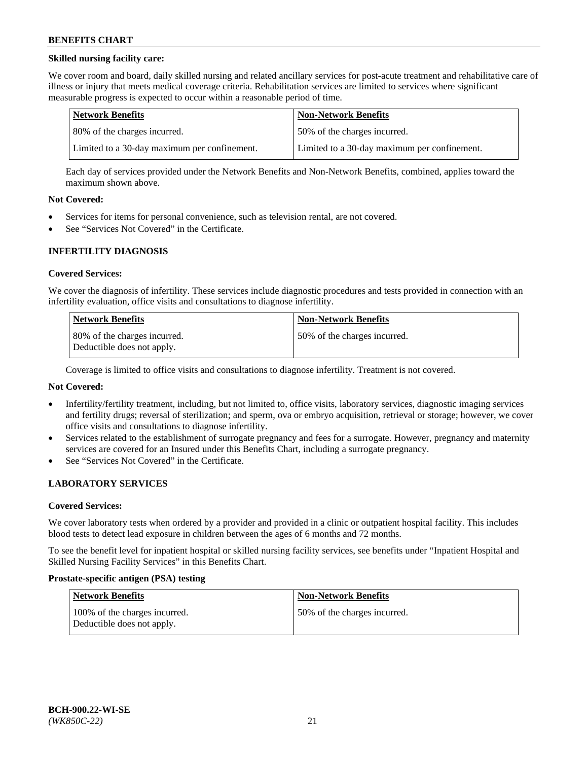**Skilled nursing facility care:**

We cover room and board, daily skilled nursing and related ancillary services for post-acute treatment and rehabilitative care of illness or injury that meets medical coverage criteria. Rehabilitation services are limited to services where significant measurable progress is expected to occur within a reasonable period of time.

| Network Benefits | Non-Network Benefits |
|---|---|
| 80% of the charges incurred. | 50% of the charges incurred. |
| Limited to a 30-day maximum per confinement. | Limited to a 30-day maximum per confinement. |

Each day of services provided under the Network Benefits and Non-Network Benefits, combined, applies toward the maximum shown above.

**Not Covered:**

- Services for items for personal convenience, such as television rental, are not covered.
- See "Services Not Covered" in the Certificate.

## INFERTILITY DIAGNOSIS

**Covered Services:**

We cover the diagnosis of infertility. These services include diagnostic procedures and tests provided in connection with an infertility evaluation, office visits and consultations to diagnose infertility.

| Network Benefits | Non-Network Benefits |
|---|---|
| 80% of the charges incurred. Deductible does not apply. | 50% of the charges incurred. |

Coverage is limited to office visits and consultations to diagnose infertility. Treatment is not covered.

**Not Covered:**

- Infertility/fertility treatment, including, but not limited to, office visits, laboratory services, diagnostic imaging services and fertility drugs; reversal of sterilization; and sperm, ova or embryo acquisition, retrieval or storage; however, we cover office visits and consultations to diagnose infertility.
- Services related to the establishment of surrogate pregnancy and fees for a surrogate. However, pregnancy and maternity services are covered for an Insured under this Benefits Chart, including a surrogate pregnancy.
- See "Services Not Covered" in the Certificate.

## LABORATORY SERVICES

**Covered Services:**

We cover laboratory tests when ordered by a provider and provided in a clinic or outpatient hospital facility. This includes blood tests to detect lead exposure in children between the ages of 6 months and 72 months.

To see the benefit level for inpatient hospital or skilled nursing facility services, see benefits under "Inpatient Hospital and Skilled Nursing Facility Services" in this Benefits Chart.

**Prostate-specific antigen (PSA) testing**

| Network Benefits | Non-Network Benefits |
|---|---|
| 100% of the charges incurred. Deductible does not apply. | 50% of the charges incurred. |

BCH-900.22-WI-SE
*(WK850C-22)*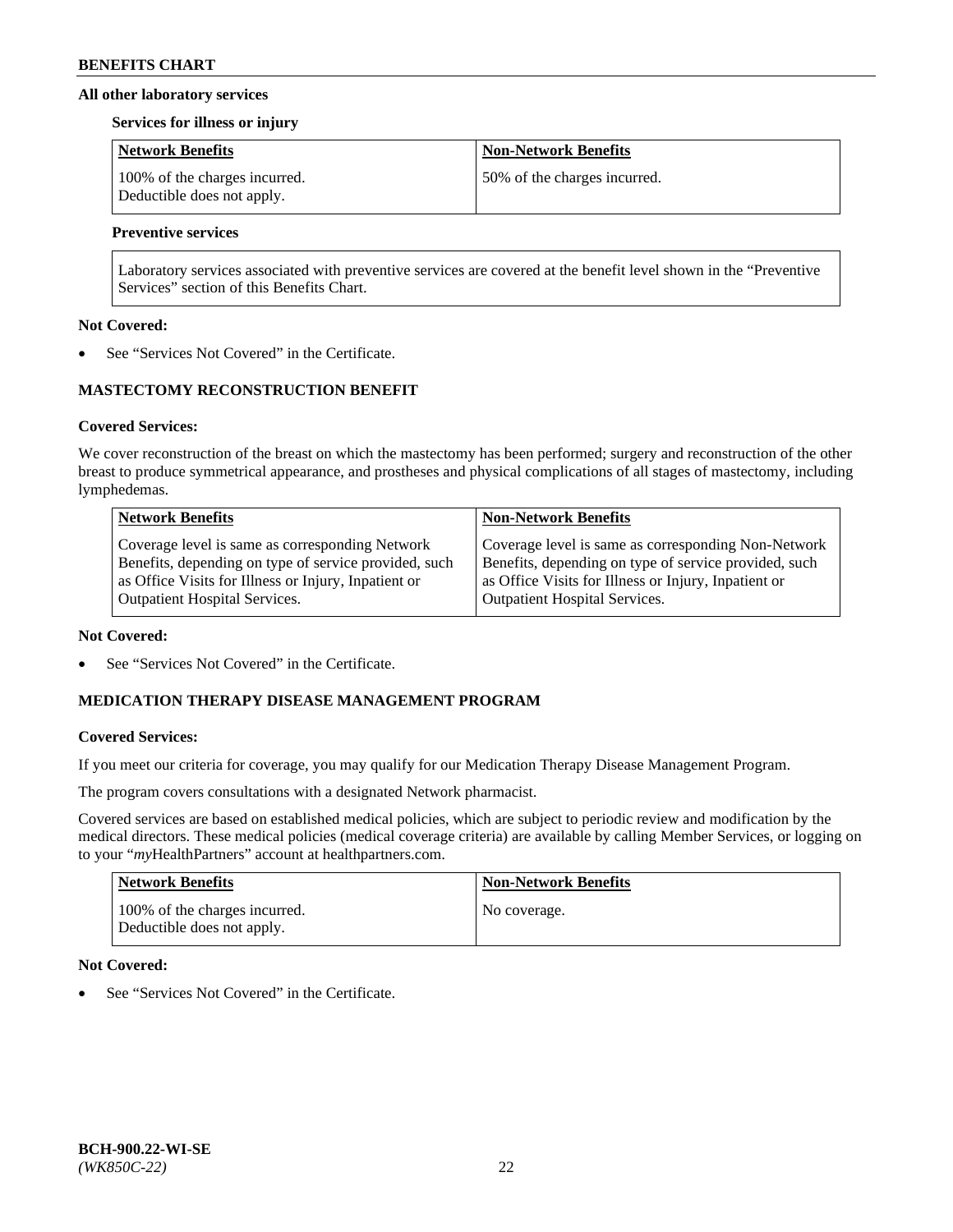**All other laboratory services**

**Services for illness or injury**

| Network Benefits | Non-Network Benefits |
|---|---|
| 100% of the charges incurred. Deductible does not apply. | 50% of the charges incurred. |

**Preventive services**

| |
|---|
| Laboratory services associated with preventive services are covered at the benefit level shown in the "Preventive Services" section of this Benefits Chart. |

**Not Covered:**

- See "Services Not Covered" in the Certificate.

### MASTECTOMY RECONSTRUCTION BENEFIT

**Covered Services:**

We cover reconstruction of the breast on which the mastectomy has been performed; surgery and reconstruction of the other breast to produce symmetrical appearance, and prostheses and physical complications of all stages of mastectomy, including lymphedemas.

| Network Benefits | Non-Network Benefits |
|---|---|
| Coverage level is same as corresponding Network Benefits, depending on type of service provided, such as Office Visits for Illness or Injury, Inpatient or Outpatient Hospital Services. | Coverage level is same as corresponding Non-Network Benefits, depending on type of service provided, such as Office Visits for Illness or Injury, Inpatient or Outpatient Hospital Services. |

**Not Covered:**

- See "Services Not Covered" in the Certificate.

### MEDICATION THERAPY DISEASE MANAGEMENT PROGRAM

**Covered Services:**

If you meet our criteria for coverage, you may qualify for our Medication Therapy Disease Management Program.

The program covers consultations with a designated Network pharmacist.

Covered services are based on established medical policies, which are subject to periodic review and modification by the medical directors. These medical policies (medical coverage criteria) are available by calling Member Services, or logging on to your "*my*HealthPartners" account at healthpartners.com.

| Network Benefits | Non-Network Benefits |
|---|---|
| 100% of the charges incurred. Deductible does not apply. | No coverage. |

**Not Covered:**

- See "Services Not Covered" in the Certificate.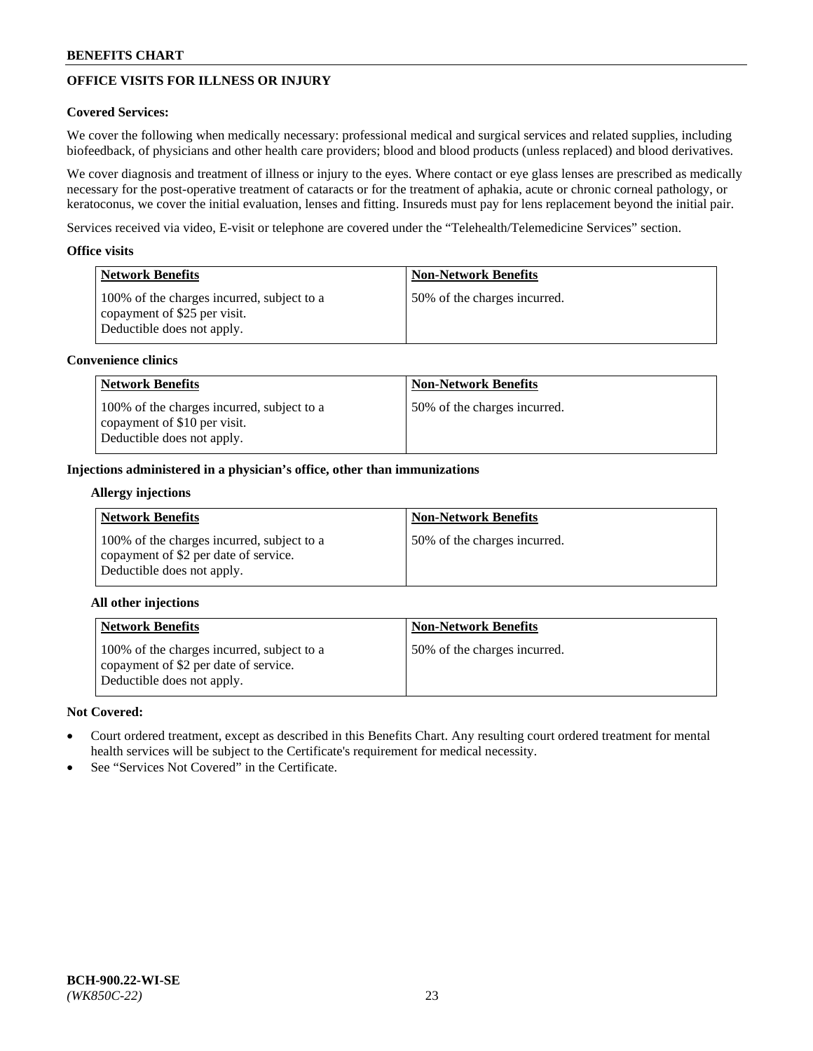## OFFICE VISITS FOR ILLNESS OR INJURY

**Covered Services:**

We cover the following when medically necessary: professional medical and surgical services and related supplies, including biofeedback, of physicians and other health care providers; blood and blood products (unless replaced) and blood derivatives.

We cover diagnosis and treatment of illness or injury to the eyes. Where contact or eye glass lenses are prescribed as medically necessary for the post-operative treatment of cataracts or for the treatment of aphakia, acute or chronic corneal pathology, or keratoconus, we cover the initial evaluation, lenses and fitting. Insureds must pay for lens replacement beyond the initial pair.

Services received via video, E-visit or telephone are covered under the "Telehealth/Telemedicine Services" section.

**Office visits**

| Network Benefits | Non-Network Benefits |
|---|---|
| 100% of the charges incurred, subject to a copayment of $25 per visit. Deductible does not apply. | 50% of the charges incurred. |

**Convenience clinics**

| Network Benefits | Non-Network Benefits |
|---|---|
| 100% of the charges incurred, subject to a copayment of $10 per visit. Deductible does not apply. | 50% of the charges incurred. |

**Injections administered in a physician's office, other than immunizations**

**Allergy injections**

| Network Benefits | Non-Network Benefits |
|---|---|
| 100% of the charges incurred, subject to a copayment of $2 per date of service. Deductible does not apply. | 50% of the charges incurred. |

**All other injections**

| Network Benefits | Non-Network Benefits |
|---|---|
| 100% of the charges incurred, subject to a copayment of $2 per date of service. Deductible does not apply. | 50% of the charges incurred. |

**Not Covered:**

- Court ordered treatment, except as described in this Benefits Chart. Any resulting court ordered treatment for mental health services will be subject to the Certificate's requirement for medical necessity.
- See "Services Not Covered" in the Certificate.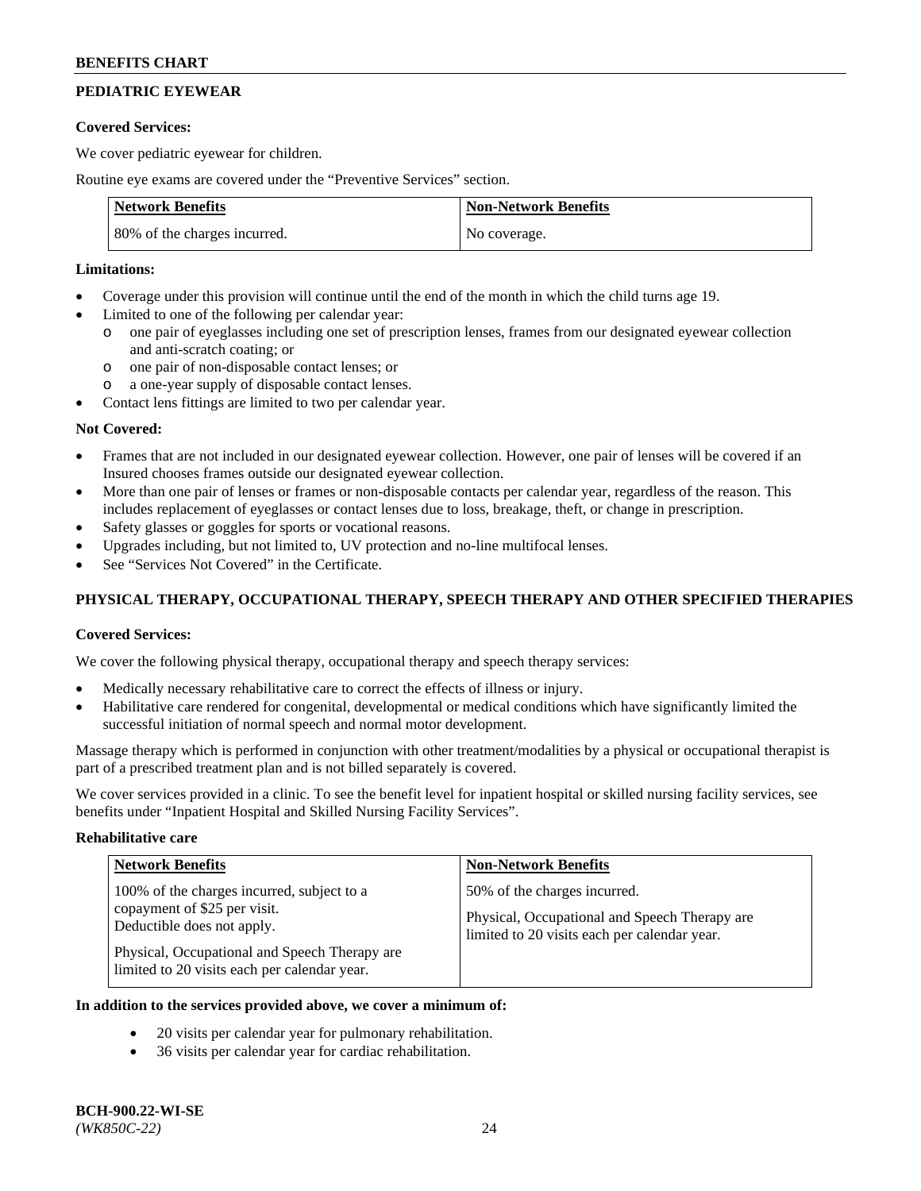## PEDIATRIC EYEWEAR

**Covered Services:**

We cover pediatric eyewear for children.

Routine eye exams are covered under the "Preventive Services" section.

| Network Benefits | Non-Network Benefits |
|---|---|
| 80% of the charges incurred. | No coverage. |

**Limitations:**

- Coverage under this provision will continue until the end of the month in which the child turns age 19.
- Limited to one of the following per calendar year:
  - o one pair of eyeglasses including one set of prescription lenses, frames from our designated eyewear collection and anti-scratch coating; or
  - o one pair of non-disposable contact lenses; or
  - o a one-year supply of disposable contact lenses.
- Contact lens fittings are limited to two per calendar year.

**Not Covered:**

- Frames that are not included in our designated eyewear collection. However, one pair of lenses will be covered if an Insured chooses frames outside our designated eyewear collection.
- More than one pair of lenses or frames or non-disposable contacts per calendar year, regardless of the reason. This includes replacement of eyeglasses or contact lenses due to loss, breakage, theft, or change in prescription.
- Safety glasses or goggles for sports or vocational reasons.
- Upgrades including, but not limited to, UV protection and no-line multifocal lenses.
- See "Services Not Covered" in the Certificate.

## PHYSICAL THERAPY, OCCUPATIONAL THERAPY, SPEECH THERAPY AND OTHER SPECIFIED THERAPIES

**Covered Services:**

We cover the following physical therapy, occupational therapy and speech therapy services:

- Medically necessary rehabilitative care to correct the effects of illness or injury.
- Habilitative care rendered for congenital, developmental or medical conditions which have significantly limited the successful initiation of normal speech and normal motor development.

Massage therapy which is performed in conjunction with other treatment/modalities by a physical or occupational therapist is part of a prescribed treatment plan and is not billed separately is covered.

We cover services provided in a clinic. To see the benefit level for inpatient hospital or skilled nursing facility services, see benefits under "Inpatient Hospital and Skilled Nursing Facility Services".

**Rehabilitative care**

| Network Benefits | Non-Network Benefits |
|---|---|
| 100% of the charges incurred, subject to a copayment of $25 per visit. Deductible does not apply.<br><br>Physical, Occupational and Speech Therapy are limited to 20 visits each per calendar year. | 50% of the charges incurred.<br><br>Physical, Occupational and Speech Therapy are limited to 20 visits each per calendar year. |

**In addition to the services provided above, we cover a minimum of:**

- 20 visits per calendar year for pulmonary rehabilitation.
- 36 visits per calendar year for cardiac rehabilitation.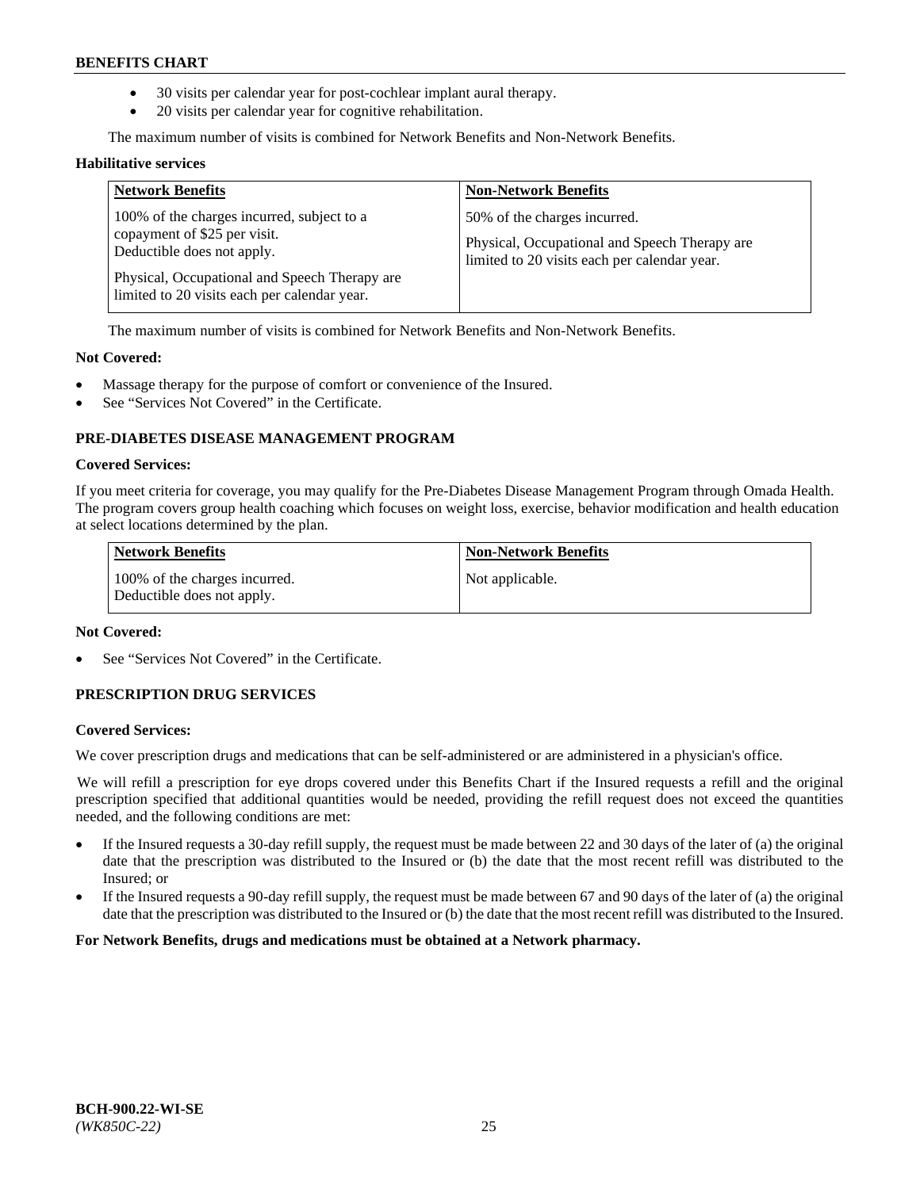- 30 visits per calendar year for post-cochlear implant aural therapy.
- 20 visits per calendar year for cognitive rehabilitation.

The maximum number of visits is combined for Network Benefits and Non-Network Benefits.

**Habilitative services**

| Network Benefits | Non-Network Benefits |
| --- | --- |
| 100% of the charges incurred, subject to a copayment of $25 per visit. Deductible does not apply.<br><br>Physical, Occupational and Speech Therapy are limited to 20 visits each per calendar year. | 50% of the charges incurred.<br><br>Physical, Occupational and Speech Therapy are limited to 20 visits each per calendar year. |

The maximum number of visits is combined for Network Benefits and Non-Network Benefits.

**Not Covered:**

- Massage therapy for the purpose of comfort or convenience of the Insured.
- See "Services Not Covered" in the Certificate.

### PRE-DIABETES DISEASE MANAGEMENT PROGRAM

**Covered Services:**

If you meet criteria for coverage, you may qualify for the Pre-Diabetes Disease Management Program through Omada Health. The program covers group health coaching which focuses on weight loss, exercise, behavior modification and health education at select locations determined by the plan.

| Network Benefits | Non-Network Benefits |
| --- | --- |
| 100% of the charges incurred. Deductible does not apply. | Not applicable. |

**Not Covered:**

- See "Services Not Covered" in the Certificate.

### PRESCRIPTION DRUG SERVICES

**Covered Services:**

We cover prescription drugs and medications that can be self-administered or are administered in a physician's office.

We will refill a prescription for eye drops covered under this Benefits Chart if the Insured requests a refill and the original prescription specified that additional quantities would be needed, providing the refill request does not exceed the quantities needed, and the following conditions are met:

- If the Insured requests a 30-day refill supply, the request must be made between 22 and 30 days of the later of (a) the original date that the prescription was distributed to the Insured or (b) the date that the most recent refill was distributed to the Insured; or
- If the Insured requests a 90-day refill supply, the request must be made between 67 and 90 days of the later of (a) the original date that the prescription was distributed to the Insured or (b) the date that the most recent refill was distributed to the Insured.

**For Network Benefits, drugs and medications must be obtained at a Network pharmacy.**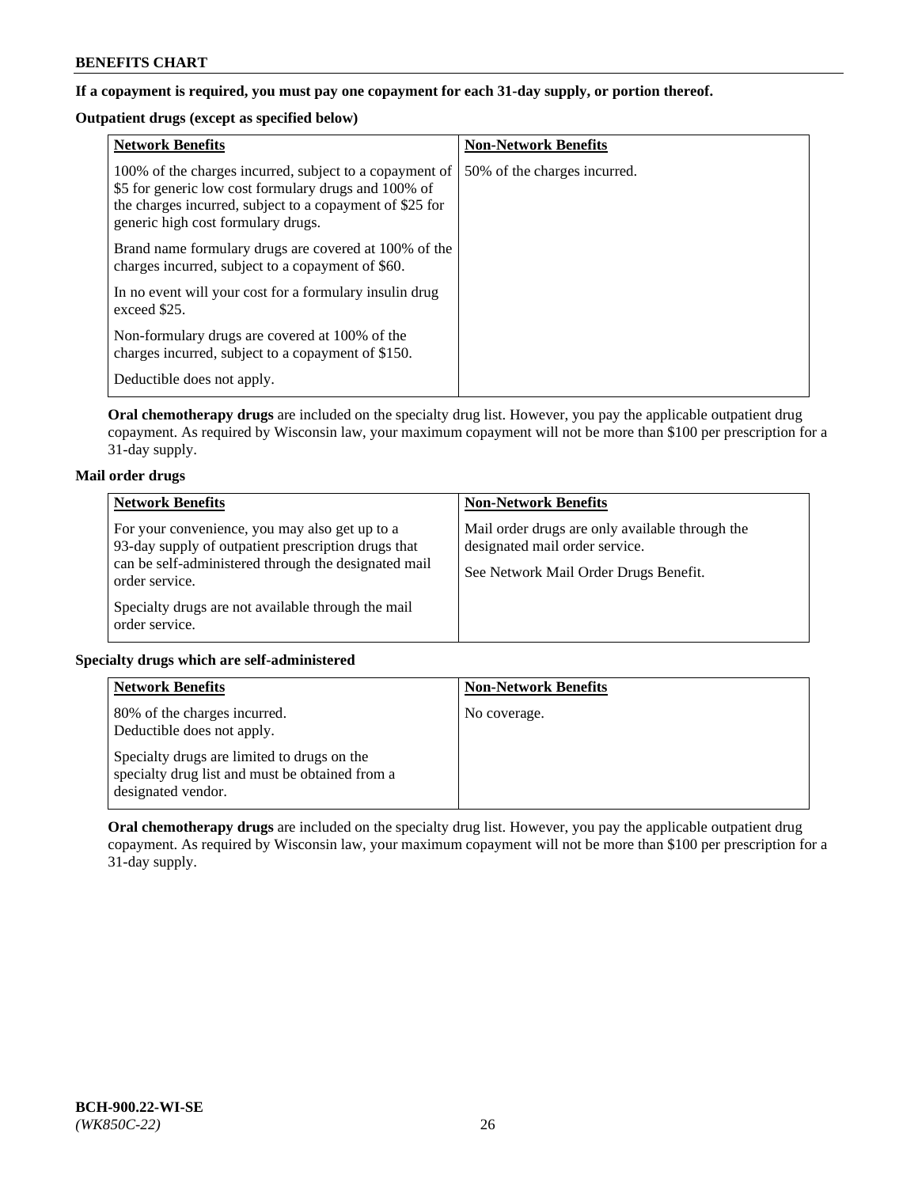**If a copayment is required, you must pay one copayment for each 31-day supply, or portion thereof.**

**Outpatient drugs (except as specified below)**

| Network Benefits | Non-Network Benefits |
|---|---|
| 100% of the charges incurred, subject to a copayment of \$5 for generic low cost formulary drugs and 100% of the charges incurred, subject to a copayment of \$25 for generic high cost formulary drugs.<br><br>Brand name formulary drugs are covered at 100% of the charges incurred, subject to a copayment of \$60.<br><br>In no event will your cost for a formulary insulin drug exceed \$25.<br><br>Non-formulary drugs are covered at 100% of the charges incurred, subject to a copayment of \$150.<br><br>Deductible does not apply. | 50% of the charges incurred. |

**Oral chemotherapy drugs** are included on the specialty drug list. However, you pay the applicable outpatient drug copayment. As required by Wisconsin law, your maximum copayment will not be more than \$100 per prescription for a 31-day supply.

**Mail order drugs**

| Network Benefits | Non-Network Benefits |
|---|---|
| For your convenience, you may also get up to a 93-day supply of outpatient prescription drugs that can be self-administered through the designated mail order service.<br><br>Specialty drugs are not available through the mail order service. | Mail order drugs are only available through the designated mail order service.<br><br>See Network Mail Order Drugs Benefit. |

**Specialty drugs which are self-administered**

| Network Benefits | Non-Network Benefits |
|---|---|
| 80% of the charges incurred.<br>Deductible does not apply.<br><br>Specialty drugs are limited to drugs on the specialty drug list and must be obtained from a designated vendor. | No coverage. |

**Oral chemotherapy drugs** are included on the specialty drug list. However, you pay the applicable outpatient drug copayment. As required by Wisconsin law, your maximum copayment will not be more than \$100 per prescription for a 31-day supply.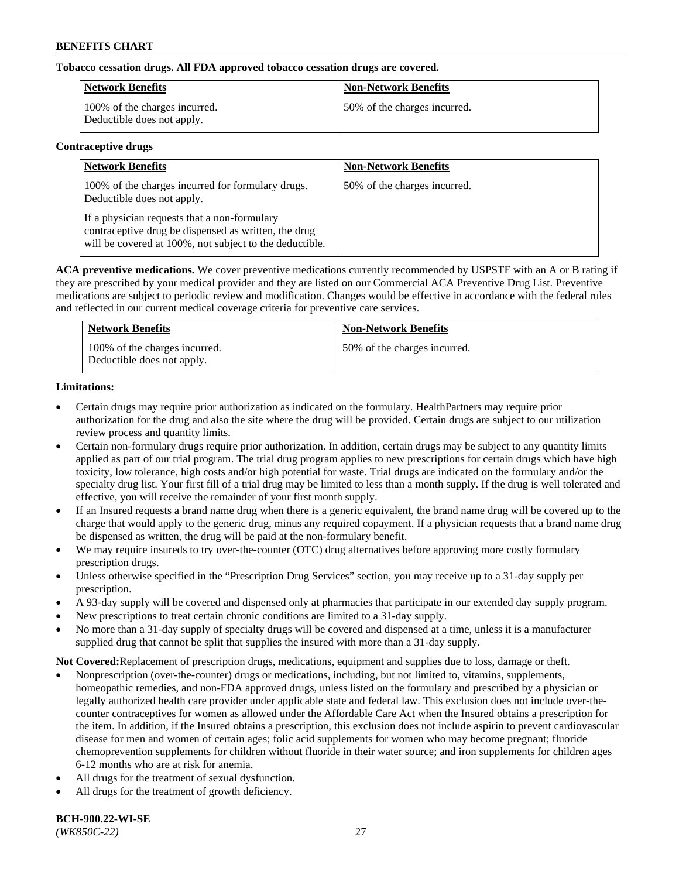**Tobacco cessation drugs. All FDA approved tobacco cessation drugs are covered.**

| Network Benefits | Non-Network Benefits |
| --- | --- |
| 100% of the charges incurred. Deductible does not apply. | 50% of the charges incurred. |

**Contraceptive drugs**

| Network Benefits | Non-Network Benefits |
| --- | --- |
| 100% of the charges incurred for formulary drugs. Deductible does not apply. If a physician requests that a non-formulary contraceptive drug be dispensed as written, the drug will be covered at 100%, not subject to the deductible. | 50% of the charges incurred. |

**ACA preventive medications.** We cover preventive medications currently recommended by USPSTF with an A or B rating if they are prescribed by your medical provider and they are listed on our Commercial ACA Preventive Drug List. Preventive medications are subject to periodic review and modification. Changes would be effective in accordance with the federal rules and reflected in our current medical coverage criteria for preventive care services.

| Network Benefits | Non-Network Benefits |
| --- | --- |
| 100% of the charges incurred. Deductible does not apply. | 50% of the charges incurred. |

**Limitations:**

- Certain drugs may require prior authorization as indicated on the formulary. HealthPartners may require prior authorization for the drug and also the site where the drug will be provided. Certain drugs are subject to our utilization review process and quantity limits.
- Certain non-formulary drugs require prior authorization. In addition, certain drugs may be subject to any quantity limits applied as part of our trial program. The trial drug program applies to new prescriptions for certain drugs which have high toxicity, low tolerance, high costs and/or high potential for waste. Trial drugs are indicated on the formulary and/or the specialty drug list. Your first fill of a trial drug may be limited to less than a month supply. If the drug is well tolerated and effective, you will receive the remainder of your first month supply.
- If an Insured requests a brand name drug when there is a generic equivalent, the brand name drug will be covered up to the charge that would apply to the generic drug, minus any required copayment. If a physician requests that a brand name drug be dispensed as written, the drug will be paid at the non-formulary benefit.
- We may require insureds to try over-the-counter (OTC) drug alternatives before approving more costly formulary prescription drugs.
- Unless otherwise specified in the "Prescription Drug Services" section, you may receive up to a 31-day supply per prescription.
- A 93-day supply will be covered and dispensed only at pharmacies that participate in our extended day supply program.
- New prescriptions to treat certain chronic conditions are limited to a 31-day supply.
- No more than a 31-day supply of specialty drugs will be covered and dispensed at a time, unless it is a manufacturer supplied drug that cannot be split that supplies the insured with more than a 31-day supply.

**Not Covered:**Replacement of prescription drugs, medications, equipment and supplies due to loss, damage or theft.

- Nonprescription (over-the-counter) drugs or medications, including, but not limited to, vitamins, supplements, homeopathic remedies, and non-FDA approved drugs, unless listed on the formulary and prescribed by a physician or legally authorized health care provider under applicable state and federal law. This exclusion does not include over-the-counter contraceptives for women as allowed under the Affordable Care Act when the Insured obtains a prescription for the item. In addition, if the Insured obtains a prescription, this exclusion does not include aspirin to prevent cardiovascular disease for men and women of certain ages; folic acid supplements for women who may become pregnant; fluoride chemoprevention supplements for children without fluoride in their water source; and iron supplements for children ages 6-12 months who are at risk for anemia.
- All drugs for the treatment of sexual dysfunction.
- All drugs for the treatment of growth deficiency.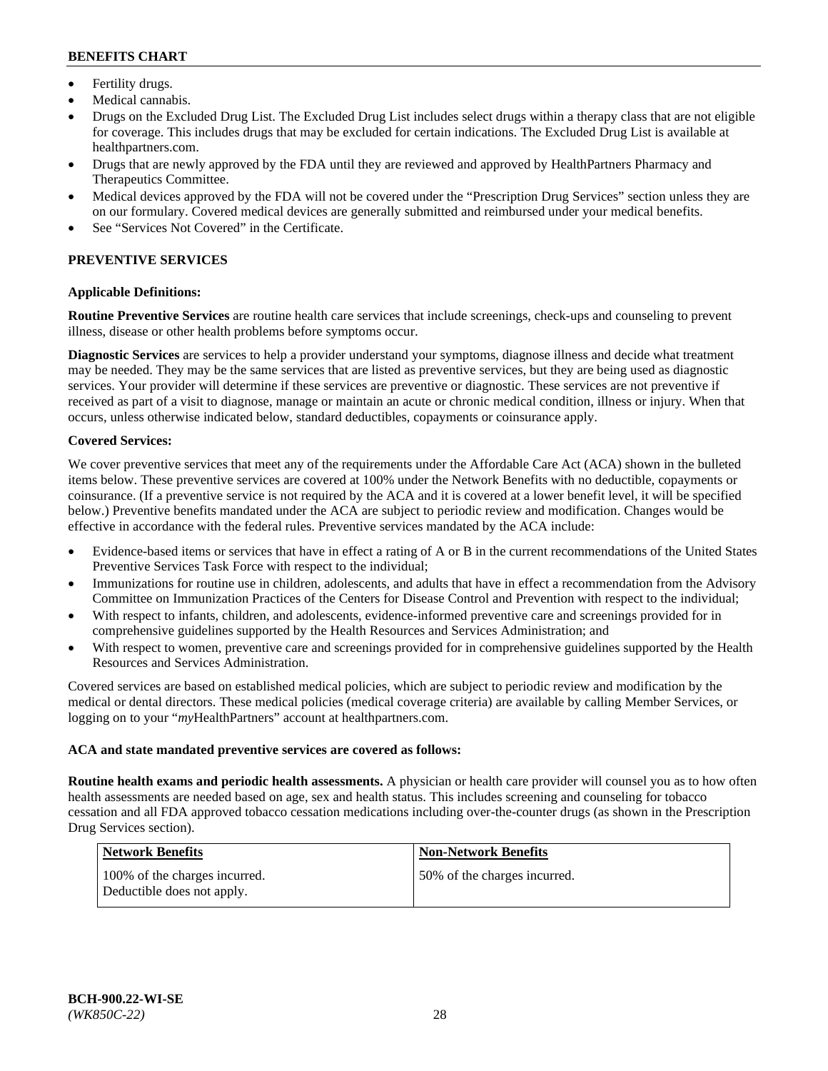- Fertility drugs.
- Medical cannabis.
- Drugs on the Excluded Drug List. The Excluded Drug List includes select drugs within a therapy class that are not eligible for coverage. This includes drugs that may be excluded for certain indications. The Excluded Drug List is available at healthpartners.com.
- Drugs that are newly approved by the FDA until they are reviewed and approved by HealthPartners Pharmacy and Therapeutics Committee.
- Medical devices approved by the FDA will not be covered under the "Prescription Drug Services" section unless they are on our formulary. Covered medical devices are generally submitted and reimbursed under your medical benefits.
- See "Services Not Covered" in the Certificate.

## PREVENTIVE SERVICES

**Applicable Definitions:**

**Routine Preventive Services** are routine health care services that include screenings, check-ups and counseling to prevent illness, disease or other health problems before symptoms occur.

**Diagnostic Services** are services to help a provider understand your symptoms, diagnose illness and decide what treatment may be needed. They may be the same services that are listed as preventive services, but they are being used as diagnostic services. Your provider will determine if these services are preventive or diagnostic. These services are not preventive if received as part of a visit to diagnose, manage or maintain an acute or chronic medical condition, illness or injury. When that occurs, unless otherwise indicated below, standard deductibles, copayments or coinsurance apply.

**Covered Services:**

We cover preventive services that meet any of the requirements under the Affordable Care Act (ACA) shown in the bulleted items below. These preventive services are covered at 100% under the Network Benefits with no deductible, copayments or coinsurance. (If a preventive service is not required by the ACA and it is covered at a lower benefit level, it will be specified below.) Preventive benefits mandated under the ACA are subject to periodic review and modification. Changes would be effective in accordance with the federal rules. Preventive services mandated by the ACA include:

- Evidence-based items or services that have in effect a rating of A or B in the current recommendations of the United States Preventive Services Task Force with respect to the individual;
- Immunizations for routine use in children, adolescents, and adults that have in effect a recommendation from the Advisory Committee on Immunization Practices of the Centers for Disease Control and Prevention with respect to the individual;
- With respect to infants, children, and adolescents, evidence-informed preventive care and screenings provided for in comprehensive guidelines supported by the Health Resources and Services Administration; and
- With respect to women, preventive care and screenings provided for in comprehensive guidelines supported by the Health Resources and Services Administration.

Covered services are based on established medical policies, which are subject to periodic review and modification by the medical or dental directors. These medical policies (medical coverage criteria) are available by calling Member Services, or logging on to your "*my*HealthPartners" account at healthpartners.com.

**ACA and state mandated preventive services are covered as follows:**

**Routine health exams and periodic health assessments.** A physician or health care provider will counsel you as to how often health assessments are needed based on age, sex and health status. This includes screening and counseling for tobacco cessation and all FDA approved tobacco cessation medications including over-the-counter drugs (as shown in the Prescription Drug Services section).

| Network Benefits | Non-Network Benefits |
|---|---|
| 100% of the charges incurred. Deductible does not apply. | 50% of the charges incurred. |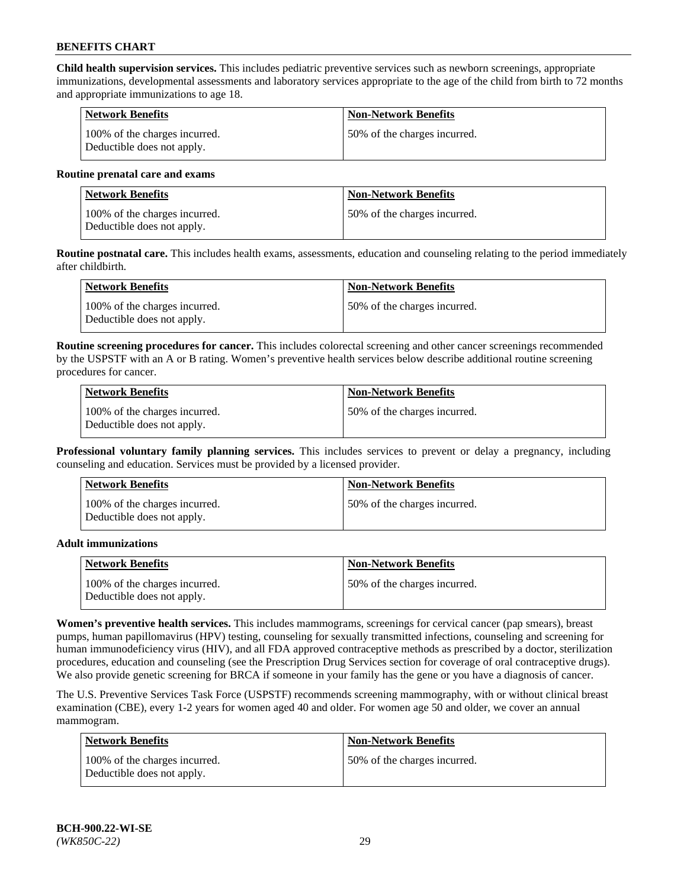**Child health supervision services.** This includes pediatric preventive services such as newborn screenings, appropriate immunizations, developmental assessments and laboratory services appropriate to the age of the child from birth to 72 months and appropriate immunizations to age 18.

| Network Benefits | Non-Network Benefits |
|---|---|
| 100% of the charges incurred. Deductible does not apply. | 50% of the charges incurred. |

**Routine prenatal care and exams**

| Network Benefits | Non-Network Benefits |
|---|---|
| 100% of the charges incurred. Deductible does not apply. | 50% of the charges incurred. |

**Routine postnatal care.** This includes health exams, assessments, education and counseling relating to the period immediately after childbirth.

| Network Benefits | Non-Network Benefits |
|---|---|
| 100% of the charges incurred. Deductible does not apply. | 50% of the charges incurred. |

**Routine screening procedures for cancer.** This includes colorectal screening and other cancer screenings recommended by the USPSTF with an A or B rating. Women's preventive health services below describe additional routine screening procedures for cancer.

| Network Benefits | Non-Network Benefits |
|---|---|
| 100% of the charges incurred. Deductible does not apply. | 50% of the charges incurred. |

**Professional voluntary family planning services.** This includes services to prevent or delay a pregnancy, including counseling and education. Services must be provided by a licensed provider.

| Network Benefits | Non-Network Benefits |
|---|---|
| 100% of the charges incurred. Deductible does not apply. | 50% of the charges incurred. |

**Adult immunizations**

| Network Benefits | Non-Network Benefits |
|---|---|
| 100% of the charges incurred. Deductible does not apply. | 50% of the charges incurred. |

**Women's preventive health services.** This includes mammograms, screenings for cervical cancer (pap smears), breast pumps, human papillomavirus (HPV) testing, counseling for sexually transmitted infections, counseling and screening for human immunodeficiency virus (HIV), and all FDA approved contraceptive methods as prescribed by a doctor, sterilization procedures, education and counseling (see the Prescription Drug Services section for coverage of oral contraceptive drugs). We also provide genetic screening for BRCA if someone in your family has the gene or you have a diagnosis of cancer.

The U.S. Preventive Services Task Force (USPSTF) recommends screening mammography, with or without clinical breast examination (CBE), every 1-2 years for women aged 40 and older. For women age 50 and older, we cover an annual mammogram.

| Network Benefits | Non-Network Benefits |
|---|---|
| 100% of the charges incurred. Deductible does not apply. | 50% of the charges incurred. |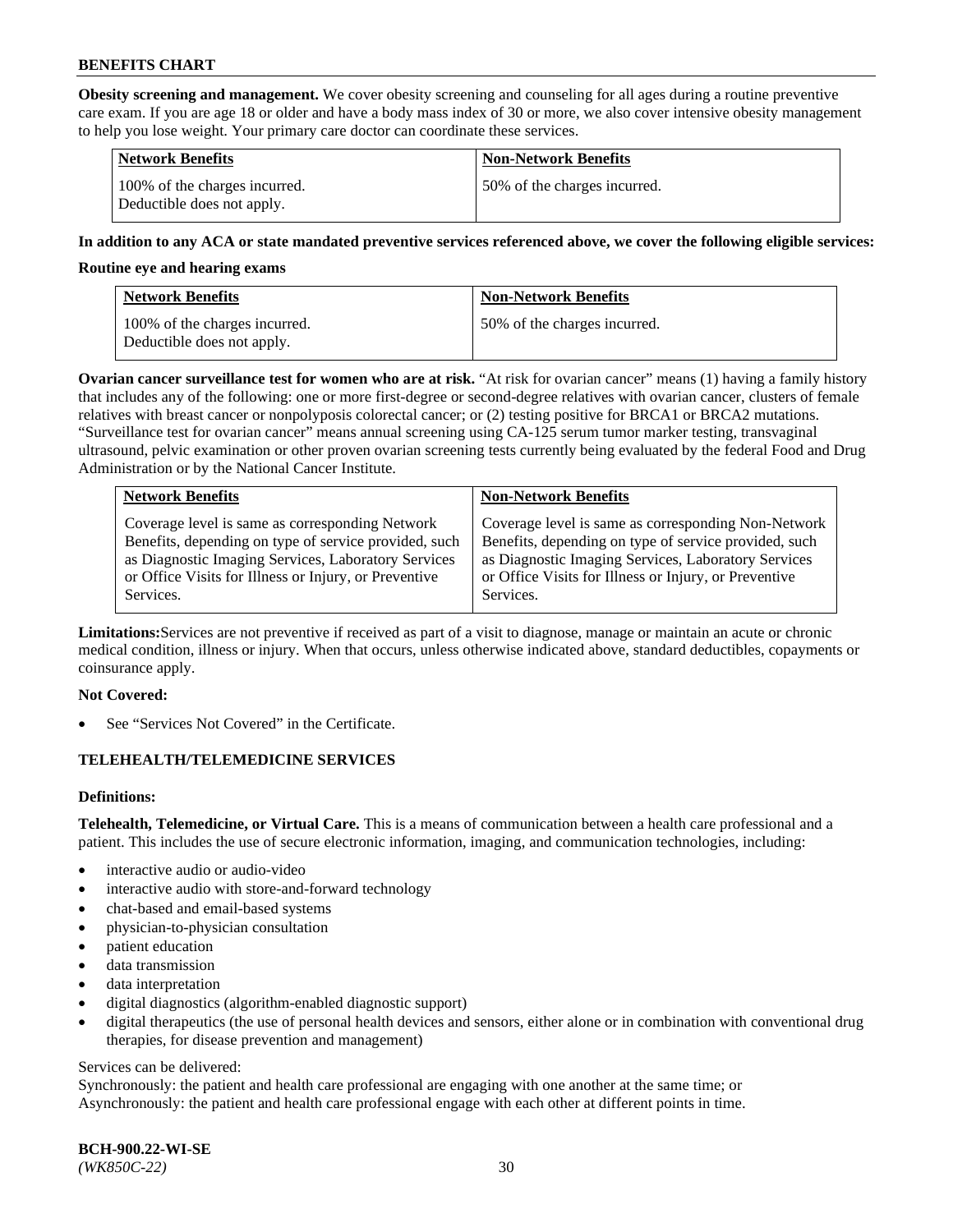**Obesity screening and management.** We cover obesity screening and counseling for all ages during a routine preventive care exam. If you are age 18 or older and have a body mass index of 30 or more, we also cover intensive obesity management to help you lose weight. Your primary care doctor can coordinate these services.

| Network Benefits | Non-Network Benefits |
|---|---|
| 100% of the charges incurred. Deductible does not apply. | 50% of the charges incurred. |

**In addition to any ACA or state mandated preventive services referenced above, we cover the following eligible services:**

**Routine eye and hearing exams**

| Network Benefits | Non-Network Benefits |
|---|---|
| 100% of the charges incurred. Deductible does not apply. | 50% of the charges incurred. |

**Ovarian cancer surveillance test for women who are at risk.** "At risk for ovarian cancer" means (1) having a family history that includes any of the following: one or more first-degree or second-degree relatives with ovarian cancer, clusters of female relatives with breast cancer or nonpolyposis colorectal cancer; or (2) testing positive for BRCA1 or BRCA2 mutations. "Surveillance test for ovarian cancer" means annual screening using CA-125 serum tumor marker testing, transvaginal ultrasound, pelvic examination or other proven ovarian screening tests currently being evaluated by the federal Food and Drug Administration or by the National Cancer Institute.

| Network Benefits | Non-Network Benefits |
|---|---|
| Coverage level is same as corresponding Network Benefits, depending on type of service provided, such as Diagnostic Imaging Services, Laboratory Services or Office Visits for Illness or Injury, or Preventive Services. | Coverage level is same as corresponding Non-Network Benefits, depending on type of service provided, such as Diagnostic Imaging Services, Laboratory Services or Office Visits for Illness or Injury, or Preventive Services. |

**Limitations:** Services are not preventive if received as part of a visit to diagnose, manage or maintain an acute or chronic medical condition, illness or injury. When that occurs, unless otherwise indicated above, standard deductibles, copayments or coinsurance apply.

**Not Covered:**

- See "Services Not Covered" in the Certificate.

## TELEHEALTH/TELEMEDICINE SERVICES

**Definitions:**

**Telehealth, Telemedicine, or Virtual Care.** This is a means of communication between a health care professional and a patient. This includes the use of secure electronic information, imaging, and communication technologies, including:

- interactive audio or audio-video
- interactive audio with store-and-forward technology
- chat-based and email-based systems
- physician-to-physician consultation
- patient education
- data transmission
- data interpretation
- digital diagnostics (algorithm-enabled diagnostic support)
- digital therapeutics (the use of personal health devices and sensors, either alone or in combination with conventional drug therapies, for disease prevention and management)

Services can be delivered:
Synchronously: the patient and health care professional are engaging with one another at the same time; or
Asynchronously: the patient and health care professional engage with each other at different points in time.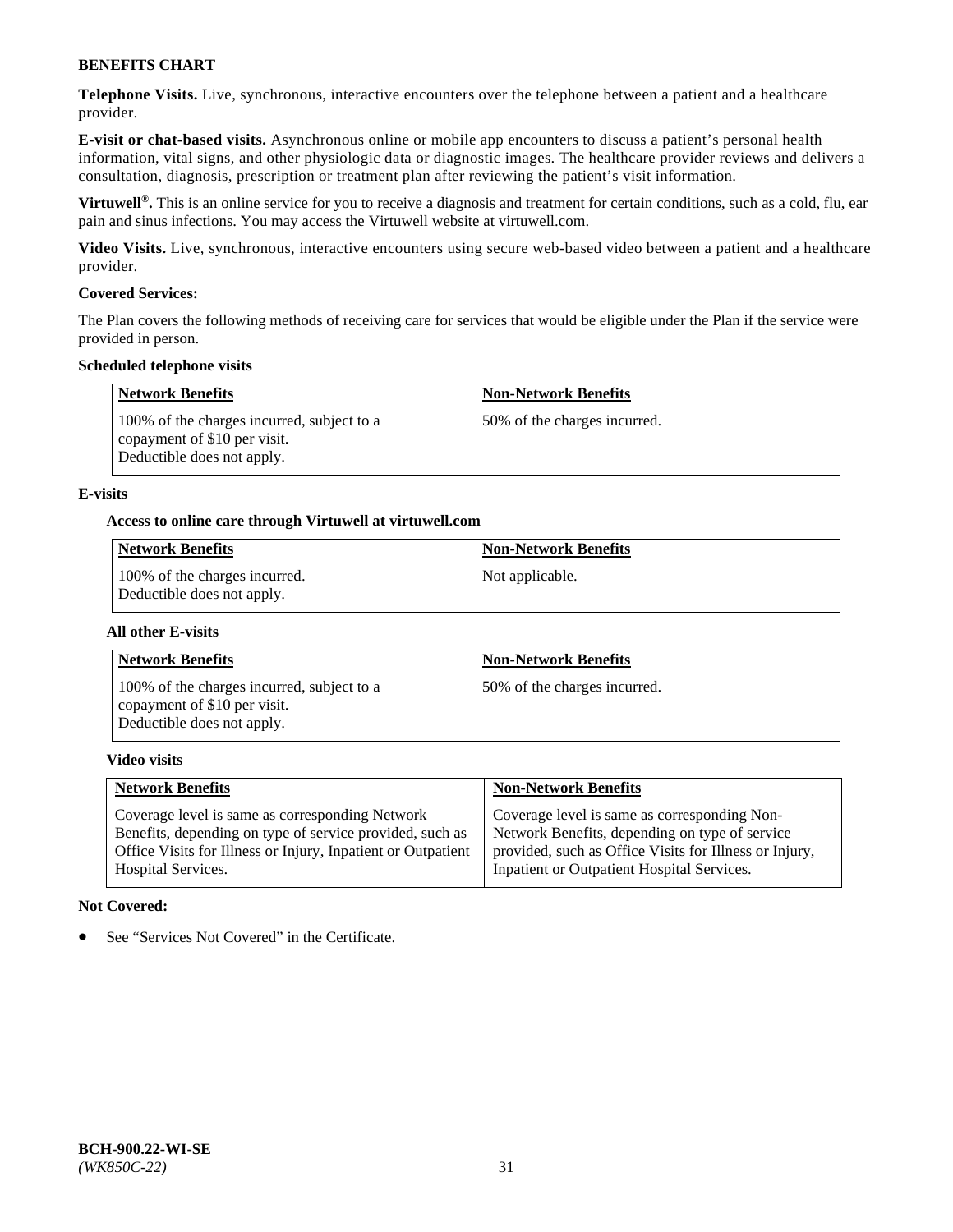**Telephone Visits.** Live, synchronous, interactive encounters over the telephone between a patient and a healthcare provider.

**E-visit or chat-based visits.** Asynchronous online or mobile app encounters to discuss a patient's personal health information, vital signs, and other physiologic data or diagnostic images. The healthcare provider reviews and delivers a consultation, diagnosis, prescription or treatment plan after reviewing the patient's visit information.

**Virtuwell®.** This is an online service for you to receive a diagnosis and treatment for certain conditions, such as a cold, flu, ear pain and sinus infections. You may access the Virtuwell website at virtuwell.com.

**Video Visits.** Live, synchronous, interactive encounters using secure web-based video between a patient and a healthcare provider.

**Covered Services:**

The Plan covers the following methods of receiving care for services that would be eligible under the Plan if the service were provided in person.

**Scheduled telephone visits**

| Network Benefits | Non-Network Benefits |
|---|---|
| 100% of the charges incurred, subject to a copayment of $10 per visit. Deductible does not apply. | 50% of the charges incurred. |

**E-visits**

**Access to online care through Virtuwell at virtuwell.com**

| Network Benefits | Non-Network Benefits |
|---|---|
| 100% of the charges incurred. Deductible does not apply. | Not applicable. |

**All other E-visits**

| Network Benefits | Non-Network Benefits |
|---|---|
| 100% of the charges incurred, subject to a copayment of $10 per visit. Deductible does not apply. | 50% of the charges incurred. |

**Video visits**

| Network Benefits | Non-Network Benefits |
|---|---|
| Coverage level is same as corresponding Network Benefits, depending on type of service provided, such as Office Visits for Illness or Injury, Inpatient or Outpatient Hospital Services. | Coverage level is same as corresponding Non-Network Benefits, depending on type of service provided, such as Office Visits for Illness or Injury, Inpatient or Outpatient Hospital Services. |

**Not Covered:**

- See "Services Not Covered" in the Certificate.

**BCH-900.22-WI-SE**
*(WK850C-22)*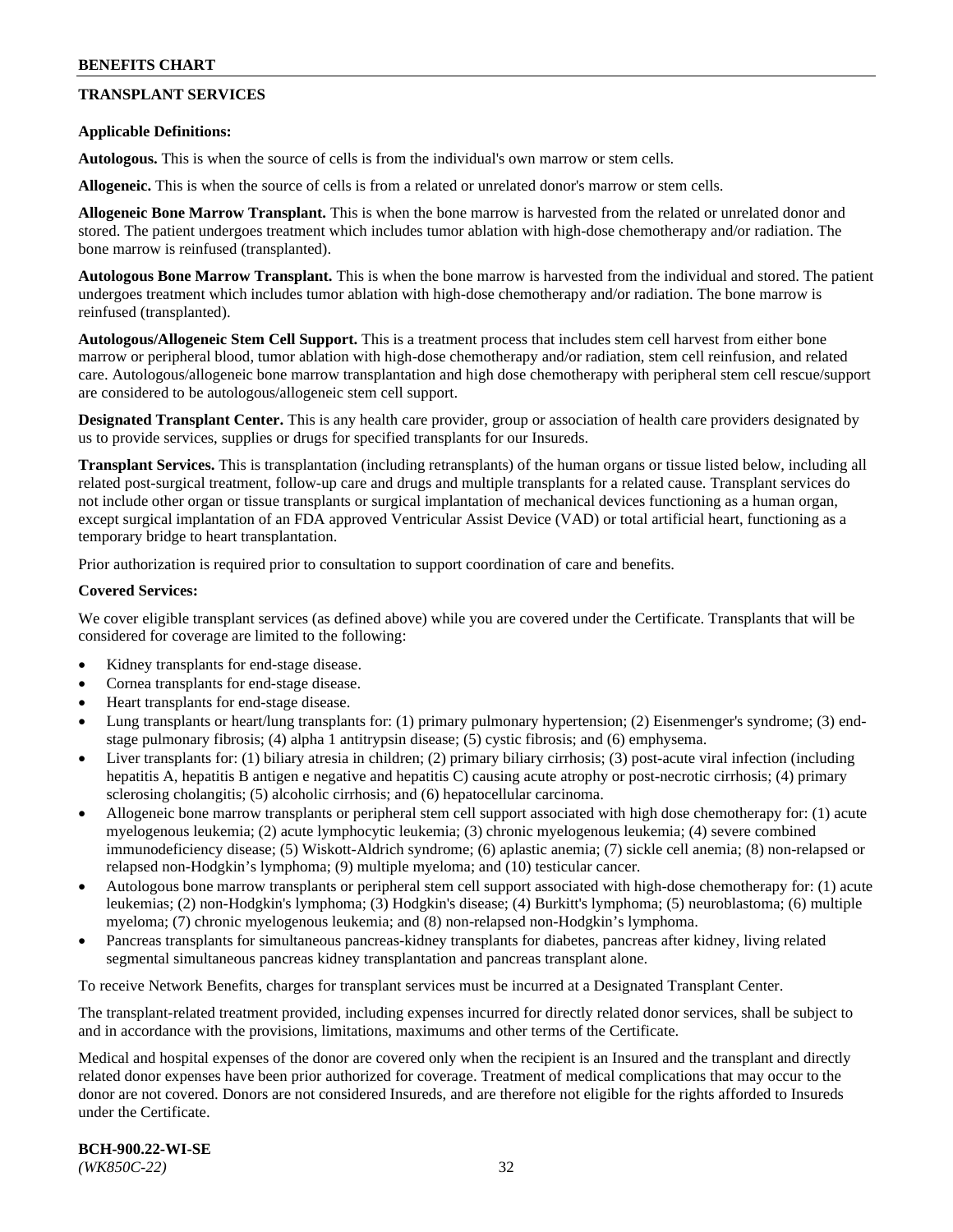## TRANSPLANT SERVICES

**Applicable Definitions:**

**Autologous.** This is when the source of cells is from the individual's own marrow or stem cells.

**Allogeneic.** This is when the source of cells is from a related or unrelated donor's marrow or stem cells.

**Allogeneic Bone Marrow Transplant.** This is when the bone marrow is harvested from the related or unrelated donor and stored. The patient undergoes treatment which includes tumor ablation with high-dose chemotherapy and/or radiation. The bone marrow is reinfused (transplanted).

**Autologous Bone Marrow Transplant.** This is when the bone marrow is harvested from the individual and stored. The patient undergoes treatment which includes tumor ablation with high-dose chemotherapy and/or radiation. The bone marrow is reinfused (transplanted).

**Autologous/Allogeneic Stem Cell Support.** This is a treatment process that includes stem cell harvest from either bone marrow or peripheral blood, tumor ablation with high-dose chemotherapy and/or radiation, stem cell reinfusion, and related care. Autologous/allogeneic bone marrow transplantation and high dose chemotherapy with peripheral stem cell rescue/support are considered to be autologous/allogeneic stem cell support.

**Designated Transplant Center.** This is any health care provider, group or association of health care providers designated by us to provide services, supplies or drugs for specified transplants for our Insureds.

**Transplant Services.** This is transplantation (including retransplants) of the human organs or tissue listed below, including all related post-surgical treatment, follow-up care and drugs and multiple transplants for a related cause. Transplant services do not include other organ or tissue transplants or surgical implantation of mechanical devices functioning as a human organ, except surgical implantation of an FDA approved Ventricular Assist Device (VAD) or total artificial heart, functioning as a temporary bridge to heart transplantation.

Prior authorization is required prior to consultation to support coordination of care and benefits.

**Covered Services:**

We cover eligible transplant services (as defined above) while you are covered under the Certificate. Transplants that will be considered for coverage are limited to the following:

- Kidney transplants for end-stage disease.
- Cornea transplants for end-stage disease.
- Heart transplants for end-stage disease.
- Lung transplants or heart/lung transplants for: (1) primary pulmonary hypertension; (2) Eisenmenger's syndrome; (3) end-stage pulmonary fibrosis; (4) alpha 1 antitrypsin disease; (5) cystic fibrosis; and (6) emphysema.
- Liver transplants for: (1) biliary atresia in children; (2) primary biliary cirrhosis; (3) post-acute viral infection (including hepatitis A, hepatitis B antigen e negative and hepatitis C) causing acute atrophy or post-necrotic cirrhosis; (4) primary sclerosing cholangitis; (5) alcoholic cirrhosis; and (6) hepatocellular carcinoma.
- Allogeneic bone marrow transplants or peripheral stem cell support associated with high dose chemotherapy for: (1) acute myelogenous leukemia; (2) acute lymphocytic leukemia; (3) chronic myelogenous leukemia; (4) severe combined immunodeficiency disease; (5) Wiskott-Aldrich syndrome; (6) aplastic anemia; (7) sickle cell anemia; (8) non-relapsed or relapsed non-Hodgkin's lymphoma; (9) multiple myeloma; and (10) testicular cancer.
- Autologous bone marrow transplants or peripheral stem cell support associated with high-dose chemotherapy for: (1) acute leukemias; (2) non-Hodgkin's lymphoma; (3) Hodgkin's disease; (4) Burkitt's lymphoma; (5) neuroblastoma; (6) multiple myeloma; (7) chronic myelogenous leukemia; and (8) non-relapsed non-Hodgkin's lymphoma.
- Pancreas transplants for simultaneous pancreas-kidney transplants for diabetes, pancreas after kidney, living related segmental simultaneous pancreas kidney transplantation and pancreas transplant alone.

To receive Network Benefits, charges for transplant services must be incurred at a Designated Transplant Center.

The transplant-related treatment provided, including expenses incurred for directly related donor services, shall be subject to and in accordance with the provisions, limitations, maximums and other terms of the Certificate.

Medical and hospital expenses of the donor are covered only when the recipient is an Insured and the transplant and directly related donor expenses have been prior authorized for coverage. Treatment of medical complications that may occur to the donor are not covered. Donors are not considered Insureds, and are therefore not eligible for the rights afforded to Insureds under the Certificate.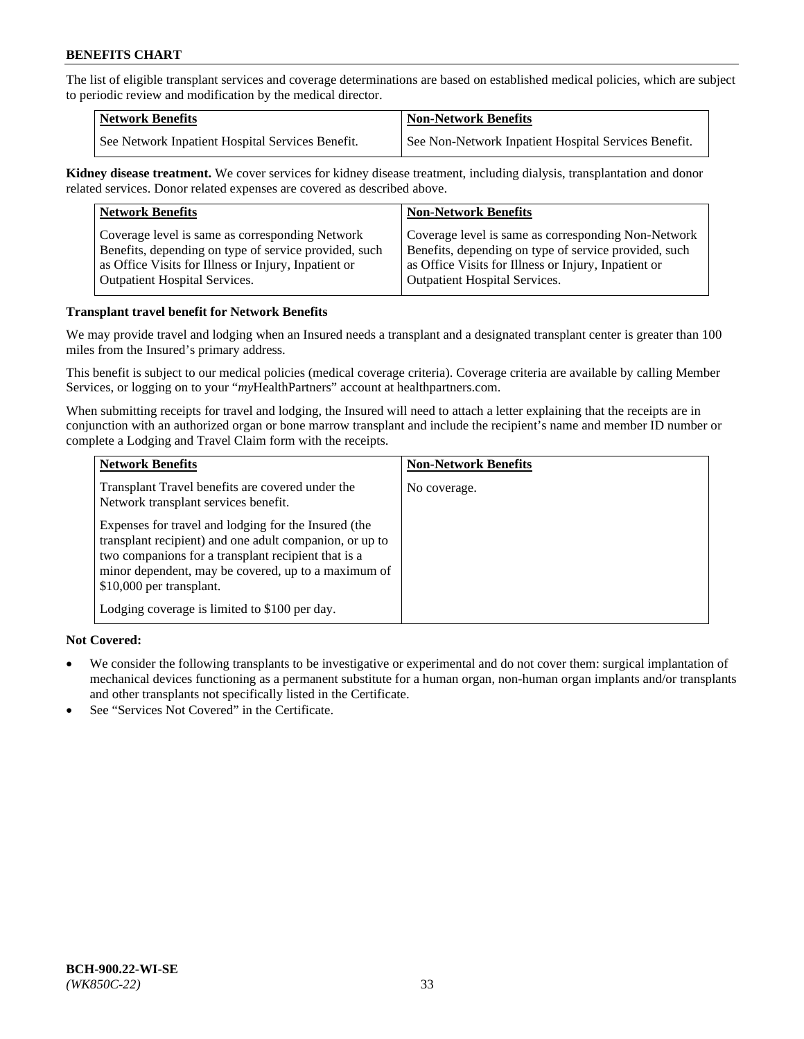The list of eligible transplant services and coverage determinations are based on established medical policies, which are subject to periodic review and modification by the medical director.

| Network Benefits | Non-Network Benefits |
| --- | --- |
| See Network Inpatient Hospital Services Benefit. | See Non-Network Inpatient Hospital Services Benefit. |

**Kidney disease treatment.** We cover services for kidney disease treatment, including dialysis, transplantation and donor related services. Donor related expenses are covered as described above.

| Network Benefits | Non-Network Benefits |
| --- | --- |
| Coverage level is same as corresponding Network Benefits, depending on type of service provided, such as Office Visits for Illness or Injury, Inpatient or Outpatient Hospital Services. | Coverage level is same as corresponding Non-Network Benefits, depending on type of service provided, such as Office Visits for Illness or Injury, Inpatient or Outpatient Hospital Services. |

**Transplant travel benefit for Network Benefits**

We may provide travel and lodging when an Insured needs a transplant and a designated transplant center is greater than 100 miles from the Insured's primary address.

This benefit is subject to our medical policies (medical coverage criteria). Coverage criteria are available by calling Member Services, or logging on to your "*my*HealthPartners" account at healthpartners.com.

When submitting receipts for travel and lodging, the Insured will need to attach a letter explaining that the receipts are in conjunction with an authorized organ or bone marrow transplant and include the recipient's name and member ID number or complete a Lodging and Travel Claim form with the receipts.

| Network Benefits | Non-Network Benefits |
| --- | --- |
| Transplant Travel benefits are covered under the Network transplant services benefit.<br><br>Expenses for travel and lodging for the Insured (the transplant recipient) and one adult companion, or up to two companions for a transplant recipient that is a minor dependent, may be covered, up to a maximum of $10,000 per transplant.<br><br>Lodging coverage is limited to $100 per day. | No coverage. |

**Not Covered:**

- We consider the following transplants to be investigative or experimental and do not cover them: surgical implantation of mechanical devices functioning as a permanent substitute for a human organ, non-human organ implants and/or transplants and other transplants not specifically listed in the Certificate.
- See "Services Not Covered" in the Certificate.